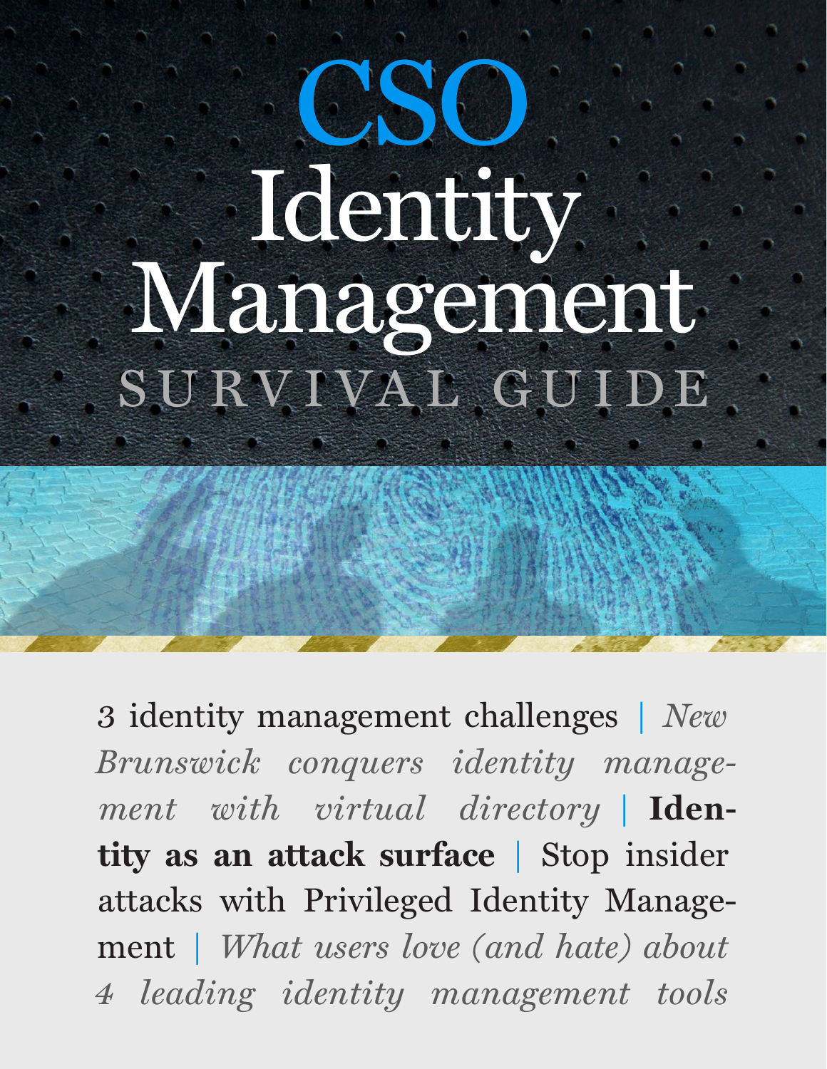# CSO

# Identity Management

## SURVIVAL GUIDE

3 identity management challenges | *New Brunswick conquers identity management with virtual directory* | **Identity as an attack surface** | Stop insider attacks with Privileged Identity Management | *What users love (and hate) about 4 leading identity management tools*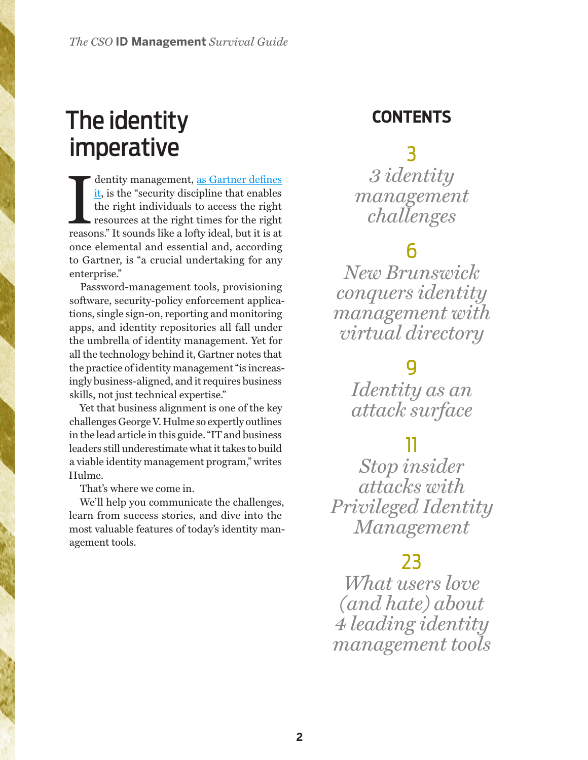# The identity imperative

Identity management, [as Gartner defines it](), is the "security discipline that enables the right individuals to access the right resources at the right times for the right reasons." It sounds like a lofty ideal, but it is at once elemental and essential and, according to Gartner, is "a crucial undertaking for any enterprise."

Password-management tools, provisioning software, security-policy enforcement applications, single sign-on, reporting and monitoring apps, and identity repositories all fall under the umbrella of identity management. Yet for all the technology behind it, Gartner notes that the practice of identity management "is increasingly business-aligned, and it requires business skills, not just technical expertise."

Yet that business alignment is one of the key challenges George V. Hulme so expertly outlines in the lead article in this guide. "IT and business leaders still underestimate what it takes to build a viable identity management program," writes Hulme.

That's where we come in.

We'll help you communicate the challenges, learn from success stories, and dive into the most valuable features of today's identity management tools.

## CONTENTS

**3** *3 identity management challenges*

**6** *New Brunswick conquers identity management with virtual directory*

**9** *Identity as an attack surface*

**11** *Stop insider attacks with Privileged Identity Management*

**23** *What users love (and hate) about 4 leading identity management tools*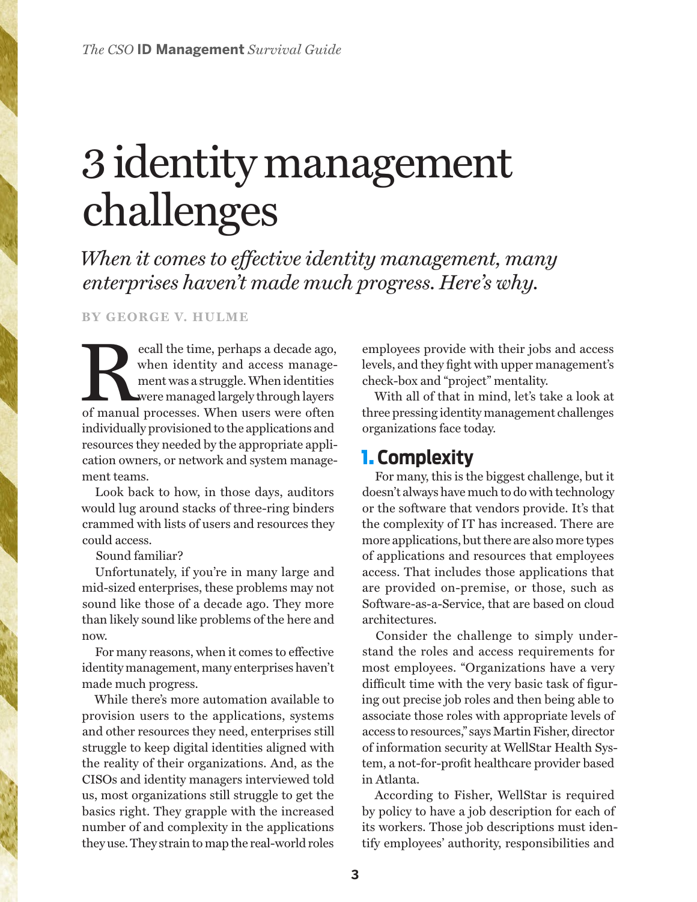# 3 identity management challenges

*When it comes to effective identity management, many enterprises haven't made much progress. Here's why.*

**BY GEORGE V. HULME**

Recall the time, perhaps a decade ago, when identity and access management was a struggle. When identities were managed largely through layers of manual processes. When users were often individually provisioned to the applications and resources they needed by the appropriate application owners, or network and system management teams.

Look back to how, in those days, auditors would lug around stacks of three-ring binders crammed with lists of users and resources they could access.

Sound familiar?

Unfortunately, if you're in many large and mid-sized enterprises, these problems may not sound like those of a decade ago. They more than likely sound like problems of the here and now.

For many reasons, when it comes to effective identity management, many enterprises haven't made much progress.

While there's more automation available to provision users to the applications, systems and other resources they need, enterprises still struggle to keep digital identities aligned with the reality of their organizations. And, as the CISOs and identity managers interviewed told us, most organizations still struggle to get the basics right. They grapple with the increased number of and complexity in the applications they use. They strain to map the real-world roles employees provide with their jobs and access levels, and they fight with upper management's check-box and "project" mentality.

With all of that in mind, let's take a look at three pressing identity management challenges organizations face today.

## 1. Complexity

For many, this is the biggest challenge, but it doesn't always have much to do with technology or the software that vendors provide. It's that the complexity of IT has increased. There are more applications, but there are also more types of applications and resources that employees access. That includes those applications that are provided on-premise, or those, such as Software-as-a-Service, that are based on cloud architectures.

Consider the challenge to simply understand the roles and access requirements for most employees. "Organizations have a very difficult time with the very basic task of figuring out precise job roles and then being able to associate those roles with appropriate levels of access to resources," says Martin Fisher, director of information security at WellStar Health System, a not-for-profit healthcare provider based in Atlanta.

According to Fisher, WellStar is required by policy to have a job description for each of its workers. Those job descriptions must identify employees' authority, responsibilities and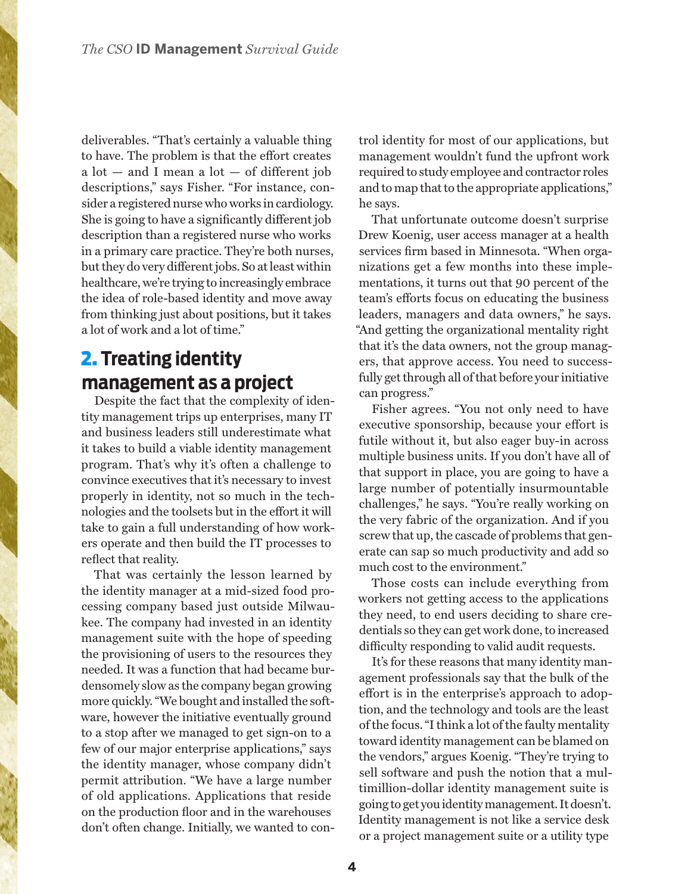deliverables. "That's certainly a valuable thing to have. The problem is that the effort creates a lot — and I mean a lot — of different job descriptions," says Fisher. "For instance, consider a registered nurse who works in cardiology. She is going to have a significantly different job description than a registered nurse who works in a primary care practice. They're both nurses, but they do very different jobs. So at least within healthcare, we're trying to increasingly embrace the idea of role-based identity and move away from thinking just about positions, but it takes a lot of work and a lot of time."

## 2. Treating identity management as a project

Despite the fact that the complexity of identity management trips up enterprises, many IT and business leaders still underestimate what it takes to build a viable identity management program. That's why it's often a challenge to convince executives that it's necessary to invest properly in identity, not so much in the technologies and the toolsets but in the effort it will take to gain a full understanding of how workers operate and then build the IT processes to reflect that reality.

That was certainly the lesson learned by the identity manager at a mid-sized food processing company based just outside Milwaukee. The company had invested in an identity management suite with the hope of speeding the provisioning of users to the resources they needed. It was a function that had became burdensomely slow as the company began growing more quickly. "We bought and installed the software, however the initiative eventually ground to a stop after we managed to get sign-on to a few of our major enterprise applications," says the identity manager, whose company didn't permit attribution. "We have a large number of old applications. Applications that reside on the production floor and in the warehouses don't often change. Initially, we wanted to control identity for most of our applications, but management wouldn't fund the upfront work required to study employee and contractor roles and to map that to the appropriate applications," he says.

That unfortunate outcome doesn't surprise Drew Koenig, user access manager at a health services firm based in Minnesota. "When organizations get a few months into these implementations, it turns out that 90 percent of the team's efforts focus on educating the business leaders, managers and data owners," he says. "And getting the organizational mentality right that it's the data owners, not the group managers, that approve access. You need to successfully get through all of that before your initiative can progress."

Fisher agrees. "You not only need to have executive sponsorship, because your effort is futile without it, but also eager buy-in across multiple business units. If you don't have all of that support in place, you are going to have a large number of potentially insurmountable challenges," he says. "You're really working on the very fabric of the organization. And if you screw that up, the cascade of problems that generate can sap so much productivity and add so much cost to the environment."

Those costs can include everything from workers not getting access to the applications they need, to end users deciding to share credentials so they can get work done, to increased difficulty responding to valid audit requests.

It's for these reasons that many identity management professionals say that the bulk of the effort is in the enterprise's approach to adoption, and the technology and tools are the least of the focus. "I think a lot of the faulty mentality toward identity management can be blamed on the vendors," argues Koenig. "They're trying to sell software and push the notion that a multimillion-dollar identity management suite is going to get you identity management. It doesn't. Identity management is not like a service desk or a project management suite or a utility type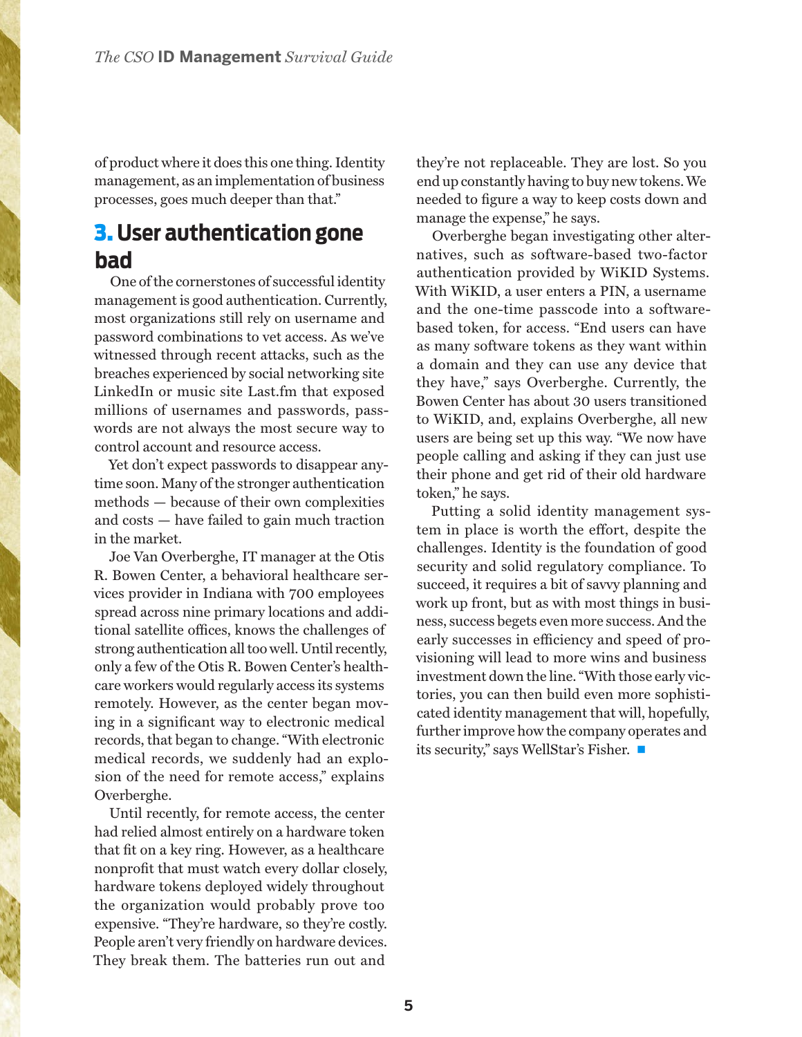of product where it does this one thing. Identity management, as an implementation of business processes, goes much deeper than that."

## 3. User authentication gone bad

One of the cornerstones of successful identity management is good authentication. Currently, most organizations still rely on username and password combinations to vet access. As we've witnessed through recent attacks, such as the breaches experienced by social networking site LinkedIn or music site Last.fm that exposed millions of usernames and passwords, passwords are not always the most secure way to control account and resource access.

Yet don't expect passwords to disappear anytime soon. Many of the stronger authentication methods — because of their own complexities and costs — have failed to gain much traction in the market.

Joe Van Overberghe, IT manager at the Otis R. Bowen Center, a behavioral healthcare services provider in Indiana with 700 employees spread across nine primary locations and additional satellite offices, knows the challenges of strong authentication all too well. Until recently, only a few of the Otis R. Bowen Center's healthcare workers would regularly access its systems remotely. However, as the center began moving in a significant way to electronic medical records, that began to change. "With electronic medical records, we suddenly had an explosion of the need for remote access," explains Overberghe.

Until recently, for remote access, the center had relied almost entirely on a hardware token that fit on a key ring. However, as a healthcare nonprofit that must watch every dollar closely, hardware tokens deployed widely throughout the organization would probably prove too expensive. "They're hardware, so they're costly. People aren't very friendly on hardware devices. They break them. The batteries run out and they're not replaceable. They are lost. So you end up constantly having to buy new tokens. We needed to figure a way to keep costs down and manage the expense," he says.

Overberghe began investigating other alternatives, such as software-based two-factor authentication provided by WiKID Systems. With WiKID, a user enters a PIN, a username and the one-time passcode into a software-based token, for access. "End users can have as many software tokens as they want within a domain and they can use any device that they have," says Overberghe. Currently, the Bowen Center has about 30 users transitioned to WiKID, and, explains Overberghe, all new users are being set up this way. "We now have people calling and asking if they can just use their phone and get rid of their old hardware token," he says.

Putting a solid identity management system in place is worth the effort, despite the challenges. Identity is the foundation of good security and solid regulatory compliance. To succeed, it requires a bit of savvy planning and work up front, but as with most things in business, success begets even more success. And the early successes in efficiency and speed of provisioning will lead to more wins and business investment down the line. "With those early victories, you can then build even more sophisticated identity management that will, hopefully, further improve how the company operates and its security," says WellStar's Fisher. ■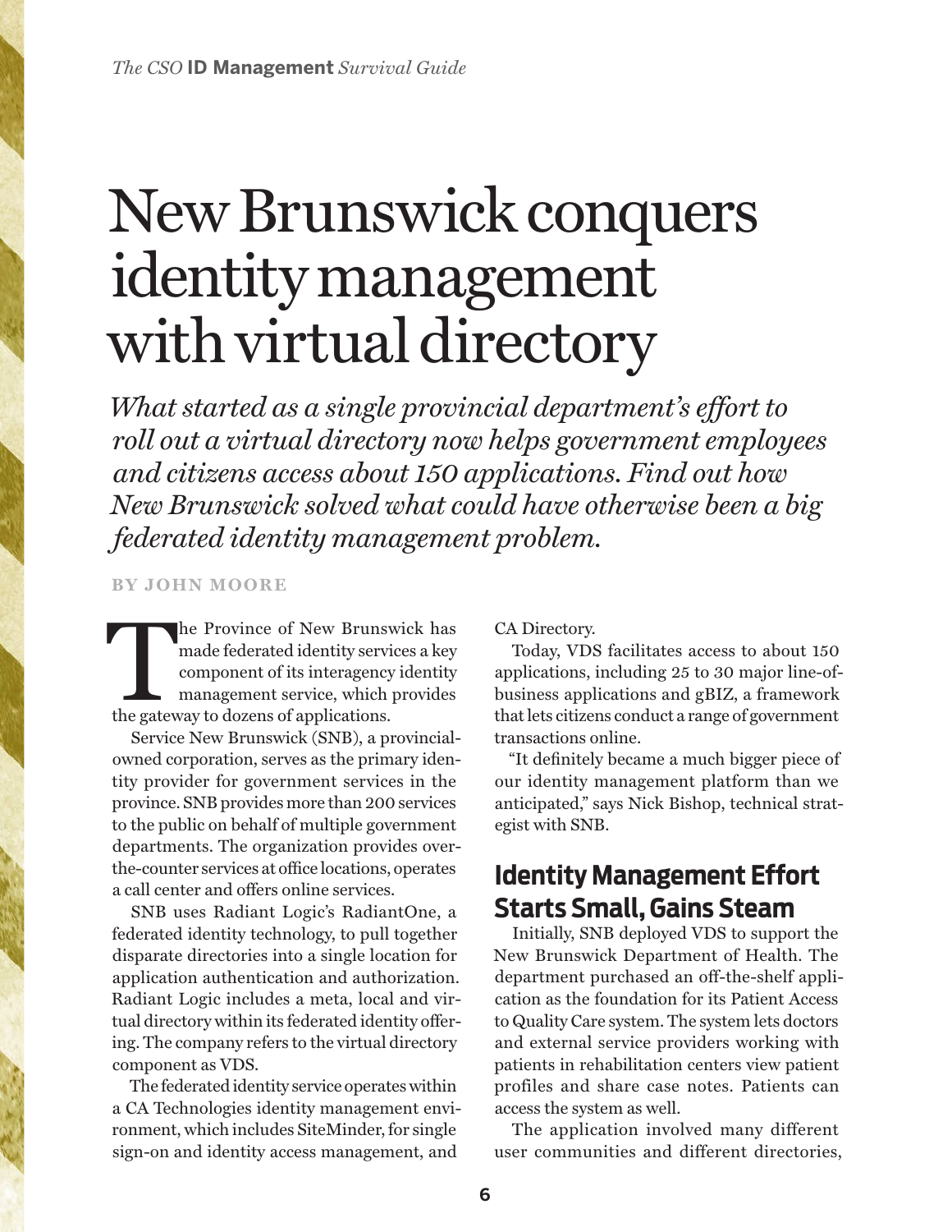# New Brunswick conquers identity management with virtual directory

*What started as a single provincial department's effort to roll out a virtual directory now helps government employees and citizens access about 150 applications. Find out how New Brunswick solved what could have otherwise been a big federated identity management problem.*

**BY JOHN MOORE**

The Province of New Brunswick has made federated identity services a key component of its interagency identity management service, which provides the gateway to dozens of applications.

Service New Brunswick (SNB), a provincial-owned corporation, serves as the primary identity provider for government services in the province. SNB provides more than 200 services to the public on behalf of multiple government departments. The organization provides over-the-counter services at office locations, operates a call center and offers online services.

SNB uses Radiant Logic's RadiantOne, a federated identity technology, to pull together disparate directories into a single location for application authentication and authorization. Radiant Logic includes a meta, local and virtual directory within its federated identity offering. The company refers to the virtual directory component as VDS.

The federated identity service operates within a CA Technologies identity management environment, which includes SiteMinder, for single sign-on and identity access management, and CA Directory.

Today, VDS facilitates access to about 150 applications, including 25 to 30 major line-of-business applications and gBIZ, a framework that lets citizens conduct a range of government transactions online.

"It definitely became a much bigger piece of our identity management platform than we anticipated," says Nick Bishop, technical strategist with SNB.

## Identity Management Effort Starts Small, Gains Steam

Initially, SNB deployed VDS to support the New Brunswick Department of Health. The department purchased an off-the-shelf application as the foundation for its Patient Access to Quality Care system. The system lets doctors and external service providers working with patients in rehabilitation centers view patient profiles and share case notes. Patients can access the system as well.

The application involved many different user communities and different directories,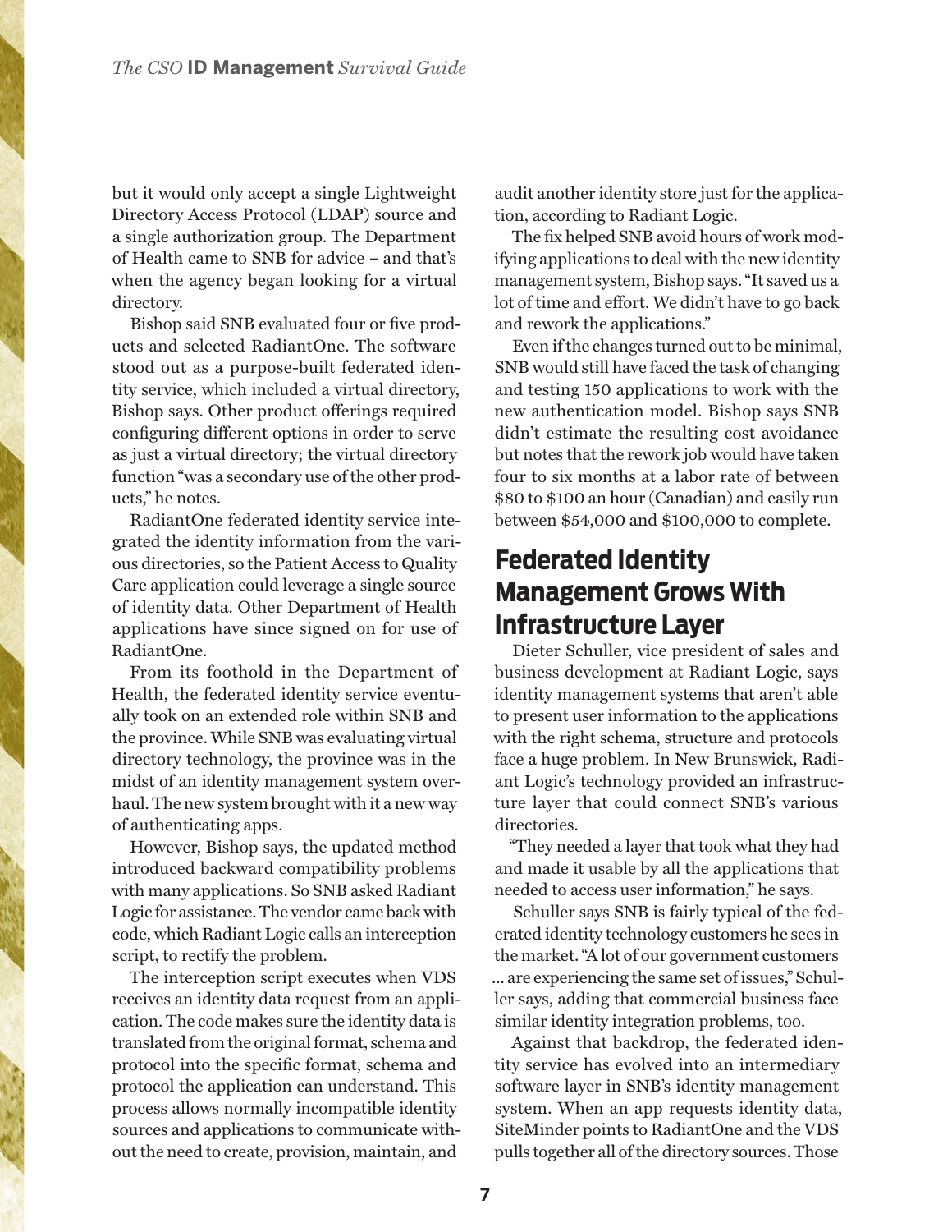but it would only accept a single Lightweight Directory Access Protocol (LDAP) source and a single authorization group. The Department of Health came to SNB for advice – and that's when the agency began looking for a virtual directory.

Bishop said SNB evaluated four or five products and selected RadiantOne. The software stood out as a purpose-built federated identity service, which included a virtual directory, Bishop says. Other product offerings required configuring different options in order to serve as just a virtual directory; the virtual directory function "was a secondary use of the other products," he notes.

RadiantOne federated identity service integrated the identity information from the various directories, so the Patient Access to Quality Care application could leverage a single source of identity data. Other Department of Health applications have since signed on for use of RadiantOne.

From its foothold in the Department of Health, the federated identity service eventually took on an extended role within SNB and the province. While SNB was evaluating virtual directory technology, the province was in the midst of an identity management system overhaul. The new system brought with it a new way of authenticating apps.

However, Bishop says, the updated method introduced backward compatibility problems with many applications. So SNB asked Radiant Logic for assistance. The vendor came back with code, which Radiant Logic calls an interception script, to rectify the problem.

The interception script executes when VDS receives an identity data request from an application. The code makes sure the identity data is translated from the original format, schema and protocol into the specific format, schema and protocol the application can understand. This process allows normally incompatible identity sources and applications to communicate without the need to create, provision, maintain, and audit another identity store just for the application, according to Radiant Logic.

The fix helped SNB avoid hours of work modifying applications to deal with the new identity management system, Bishop says. "It saved us a lot of time and effort. We didn't have to go back and rework the applications."

Even if the changes turned out to be minimal, SNB would still have faced the task of changing and testing 150 applications to work with the new authentication model. Bishop says SNB didn't estimate the resulting cost avoidance but notes that the rework job would have taken four to six months at a labor rate of between \$80 to \$100 an hour (Canadian) and easily run between \$54,000 and \$100,000 to complete.

## Federated Identity Management Grows With Infrastructure Layer

Dieter Schuller, vice president of sales and business development at Radiant Logic, says identity management systems that aren't able to present user information to the applications with the right schema, structure and protocols face a huge problem. In New Brunswick, Radiant Logic's technology provided an infrastructure layer that could connect SNB's various directories.

"They needed a layer that took what they had and made it usable by all the applications that needed to access user information," he says.

Schuller says SNB is fairly typical of the federated identity technology customers he sees in the market. "A lot of our government customers ... are experiencing the same set of issues," Schuller says, adding that commercial business face similar identity integration problems, too.

Against that backdrop, the federated identity service has evolved into an intermediary software layer in SNB's identity management system. When an app requests identity data, SiteMinder points to RadiantOne and the VDS pulls together all of the directory sources. Those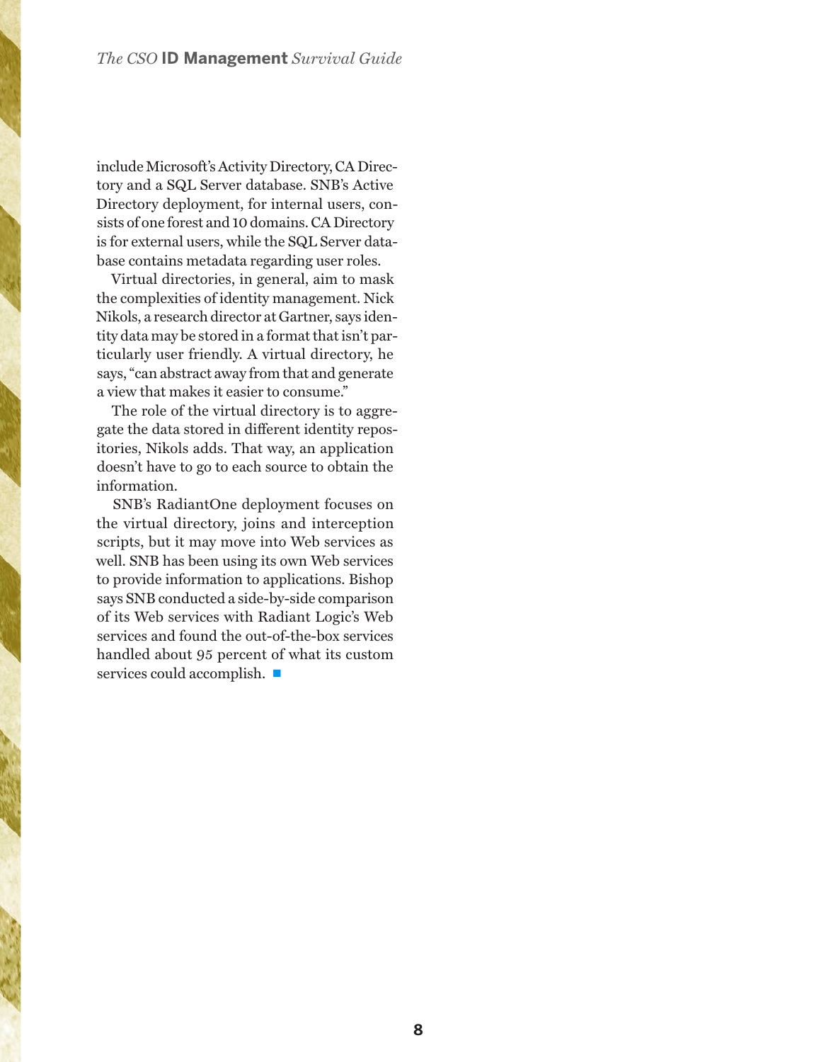include Microsoft's Activity Directory, CA Directory and a SQL Server database. SNB's Active Directory deployment, for internal users, consists of one forest and 10 domains. CA Directory is for external users, while the SQL Server database contains metadata regarding user roles.

Virtual directories, in general, aim to mask the complexities of identity management. Nick Nikols, a research director at Gartner, says identity data may be stored in a format that isn't particularly user friendly. A virtual directory, he says, "can abstract away from that and generate a view that makes it easier to consume."

The role of the virtual directory is to aggregate the data stored in different identity repositories, Nikols adds. That way, an application doesn't have to go to each source to obtain the information.

SNB's RadiantOne deployment focuses on the virtual directory, joins and interception scripts, but it may move into Web services as well. SNB has been using its own Web services to provide information to applications. Bishop says SNB conducted a side-by-side comparison of its Web services with Radiant Logic's Web services and found the out-of-the-box services handled about 95 percent of what its custom services could accomplish. ■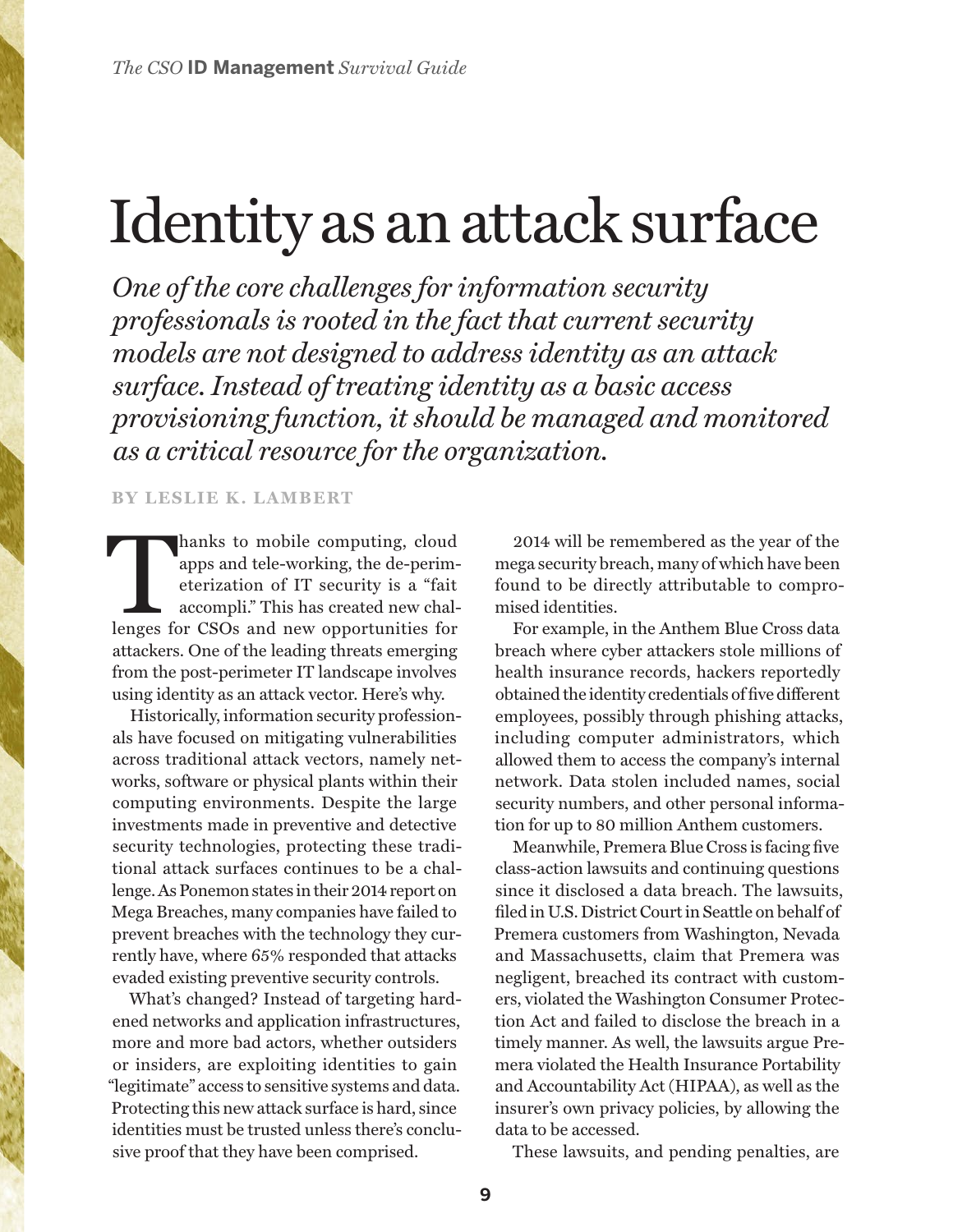# Identity as an attack surface

*One of the core challenges for information security professionals is rooted in the fact that current security models are not designed to address identity as an attack surface. Instead of treating identity as a basic access provisioning function, it should be managed and monitored as a critical resource for the organization.*

**BY LESLIE K. LAMBERT**

Thanks to mobile computing, cloud apps and tele-working, the de-perimeterization of IT security is a "fait accompli." This has created new challenges for CSOs and new opportunities for attackers. One of the leading threats emerging from the post-perimeter IT landscape involves using identity as an attack vector. Here's why.

Historically, information security professionals have focused on mitigating vulnerabilities across traditional attack vectors, namely networks, software or physical plants within their computing environments. Despite the large investments made in preventive and detective security technologies, protecting these traditional attack surfaces continues to be a challenge. As Ponemon states in their 2014 report on Mega Breaches, many companies have failed to prevent breaches with the technology they currently have, where 65% responded that attacks evaded existing preventive security controls.

What's changed? Instead of targeting hardened networks and application infrastructures, more and more bad actors, whether outsiders or insiders, are exploiting identities to gain "legitimate" access to sensitive systems and data. Protecting this new attack surface is hard, since identities must be trusted unless there's conclusive proof that they have been comprised.

2014 will be remembered as the year of the mega security breach, many of which have been found to be directly attributable to compromised identities.

For example, in the Anthem Blue Cross data breach where cyber attackers stole millions of health insurance records, hackers reportedly obtained the identity credentials of five different employees, possibly through phishing attacks, including computer administrators, which allowed them to access the company's internal network. Data stolen included names, social security numbers, and other personal information for up to 80 million Anthem customers.

Meanwhile, Premera Blue Cross is facing five class-action lawsuits and continuing questions since it disclosed a data breach. The lawsuits, filed in U.S. District Court in Seattle on behalf of Premera customers from Washington, Nevada and Massachusetts, claim that Premera was negligent, breached its contract with customers, violated the Washington Consumer Protection Act and failed to disclose the breach in a timely manner. As well, the lawsuits argue Premera violated the Health Insurance Portability and Accountability Act (HIPAA), as well as the insurer's own privacy policies, by allowing the data to be accessed.

These lawsuits, and pending penalties, are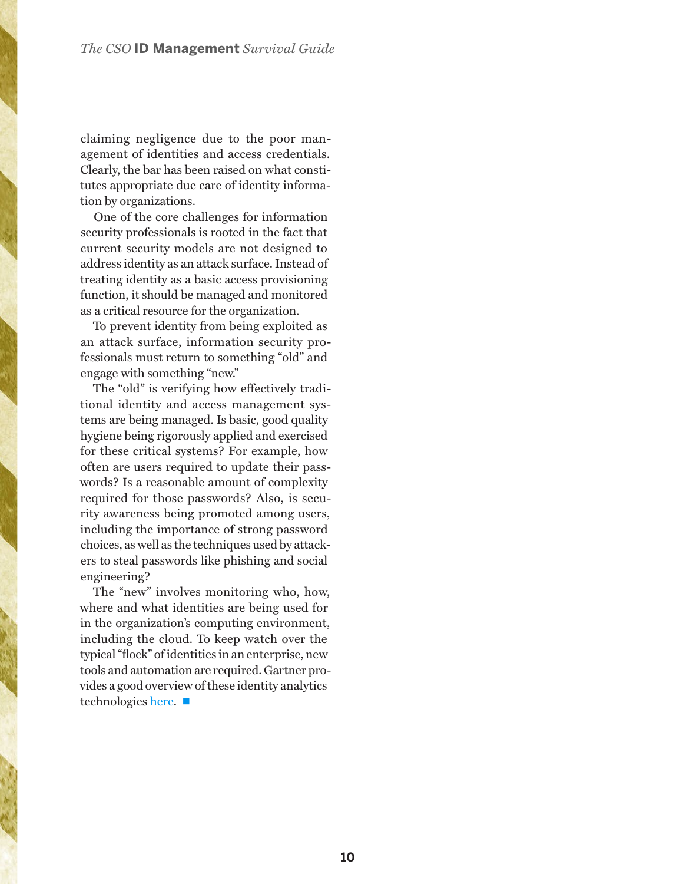claiming negligence due to the poor management of identities and access credentials. Clearly, the bar has been raised on what constitutes appropriate due care of identity information by organizations.

One of the core challenges for information security professionals is rooted in the fact that current security models are not designed to address identity as an attack surface. Instead of treating identity as a basic access provisioning function, it should be managed and monitored as a critical resource for the organization.

To prevent identity from being exploited as an attack surface, information security professionals must return to something "old" and engage with something "new."

The "old" is verifying how effectively traditional identity and access management systems are being managed. Is basic, good quality hygiene being rigorously applied and exercised for these critical systems? For example, how often are users required to update their passwords? Is a reasonable amount of complexity required for those passwords? Also, is security awareness being promoted among users, including the importance of strong password choices, as well as the techniques used by attackers to steal passwords like phishing and social engineering?

The "new" involves monitoring who, how, where and what identities are being used for in the organization's computing environment, including the cloud. To keep watch over the typical "flock" of identities in an enterprise, new tools and automation are required. Gartner provides a good overview of these identity analytics technologies here. ■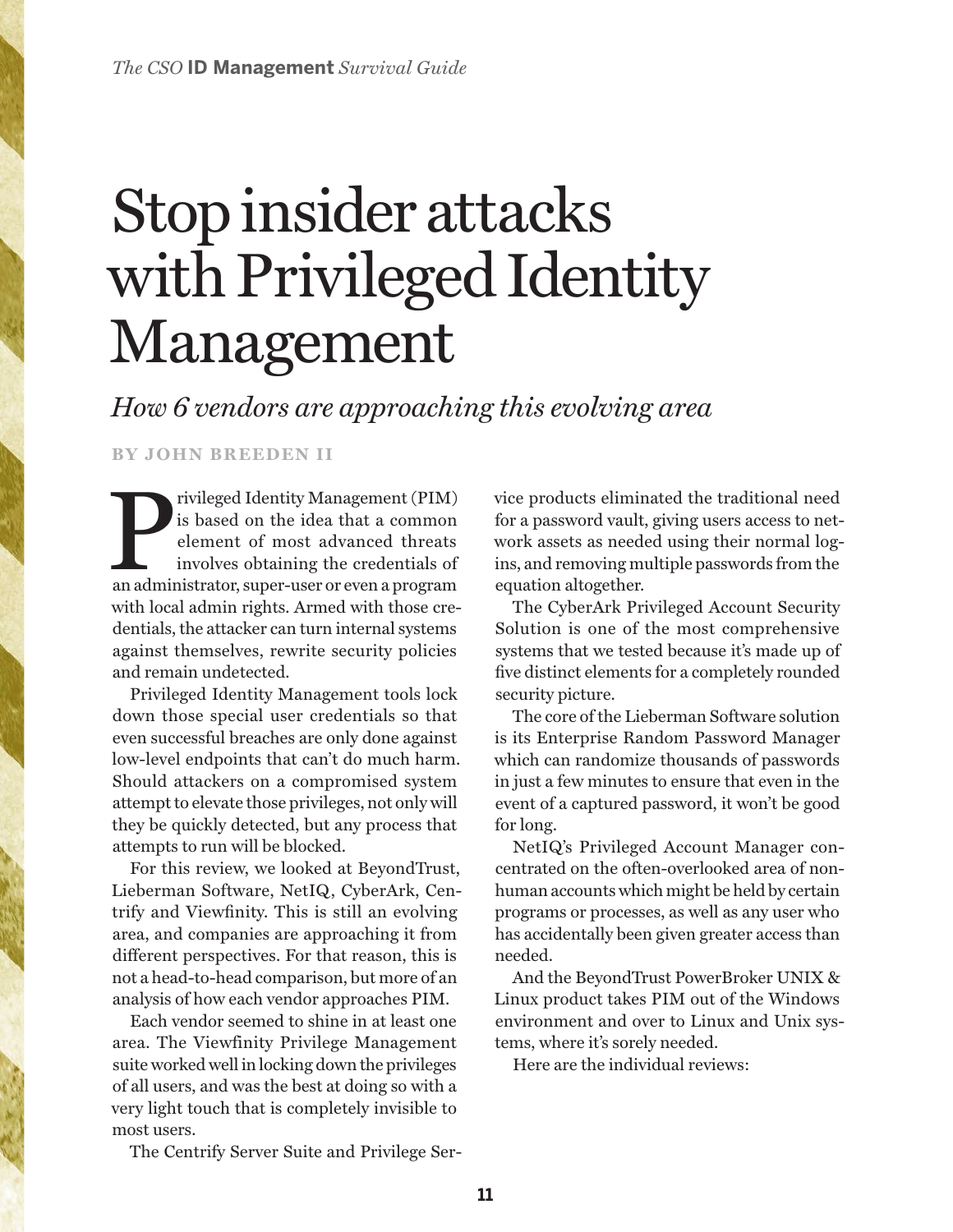# Stop insider attacks with Privileged Identity Management

*How 6 vendors are approaching this evolving area*

**BY JOHN BREEDEN II**

Privileged Identity Management (PIM) is based on the idea that a common element of most advanced threats involves obtaining the credentials of an administrator, super-user or even a program with local admin rights. Armed with those credentials, the attacker can turn internal systems against themselves, rewrite security policies and remain undetected.

Privileged Identity Management tools lock down those special user credentials so that even successful breaches are only done against low-level endpoints that can't do much harm. Should attackers on a compromised system attempt to elevate those privileges, not only will they be quickly detected, but any process that attempts to run will be blocked.

For this review, we looked at BeyondTrust, Lieberman Software, NetIQ, CyberArk, Centrify and Viewfinity. This is still an evolving area, and companies are approaching it from different perspectives. For that reason, this is not a head-to-head comparison, but more of an analysis of how each vendor approaches PIM.

Each vendor seemed to shine in at least one area. The Viewfinity Privilege Management suite worked well in locking down the privileges of all users, and was the best at doing so with a very light touch that is completely invisible to most users.

The Centrify Server Suite and Privilege Service products eliminated the traditional need for a password vault, giving users access to network assets as needed using their normal logins, and removing multiple passwords from the equation altogether.

The CyberArk Privileged Account Security Solution is one of the most comprehensive systems that we tested because it's made up of five distinct elements for a completely rounded security picture.

The core of the Lieberman Software solution is its Enterprise Random Password Manager which can randomize thousands of passwords in just a few minutes to ensure that even in the event of a captured password, it won't be good for long.

NetIQ's Privileged Account Manager concentrated on the often-overlooked area of non-human accounts which might be held by certain programs or processes, as well as any user who has accidentally been given greater access than needed.

And the BeyondTrust PowerBroker UNIX & Linux product takes PIM out of the Windows environment and over to Linux and Unix systems, where it's sorely needed.

Here are the individual reviews: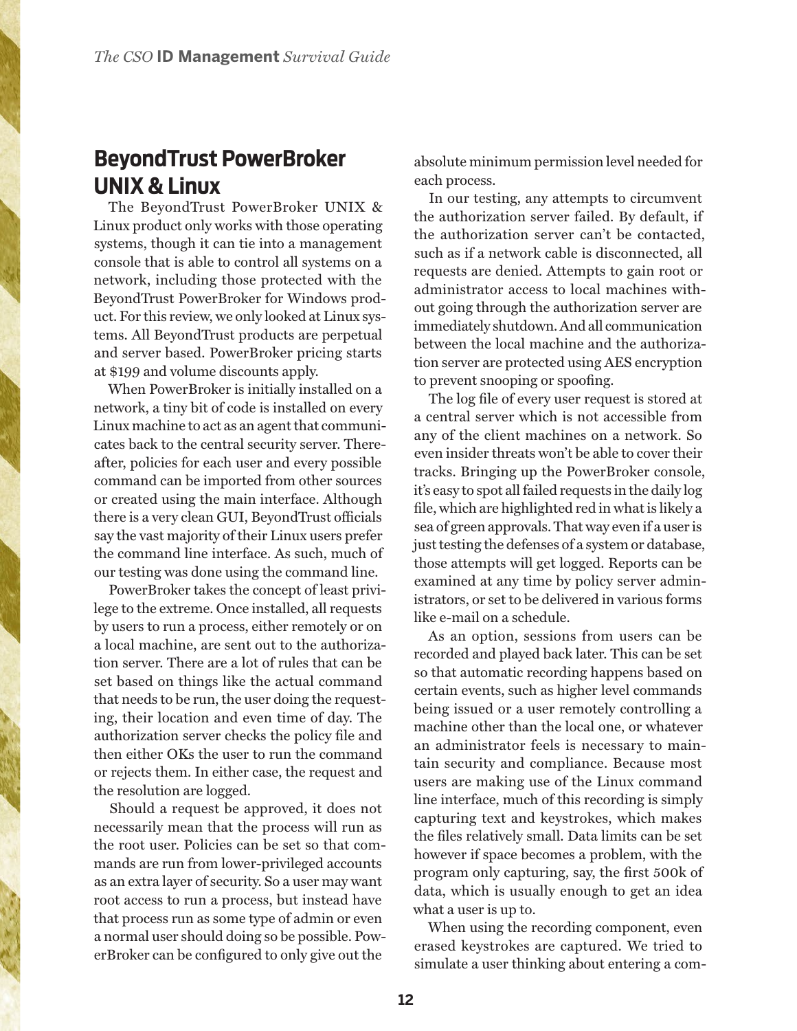## BeyondTrust PowerBroker UNIX & Linux

The BeyondTrust PowerBroker UNIX & Linux product only works with those operating systems, though it can tie into a management console that is able to control all systems on a network, including those protected with the BeyondTrust PowerBroker for Windows product. For this review, we only looked at Linux systems. All BeyondTrust products are perpetual and server based. PowerBroker pricing starts at $199 and volume discounts apply.

When PowerBroker is initially installed on a network, a tiny bit of code is installed on every Linux machine to act as an agent that communicates back to the central security server. Thereafter, policies for each user and every possible command can be imported from other sources or created using the main interface. Although there is a very clean GUI, BeyondTrust officials say the vast majority of their Linux users prefer the command line interface. As such, much of our testing was done using the command line.

PowerBroker takes the concept of least privilege to the extreme. Once installed, all requests by users to run a process, either remotely or on a local machine, are sent out to the authorization server. There are a lot of rules that can be set based on things like the actual command that needs to be run, the user doing the requesting, their location and even time of day. The authorization server checks the policy file and then either OKs the user to run the command or rejects them. In either case, the request and the resolution are logged.

Should a request be approved, it does not necessarily mean that the process will run as the root user. Policies can be set so that commands are run from lower-privileged accounts as an extra layer of security. So a user may want root access to run a process, but instead have that process run as some type of admin or even a normal user should doing so be possible. PowerBroker can be configured to only give out the absolute minimum permission level needed for each process.

In our testing, any attempts to circumvent the authorization server failed. By default, if the authorization server can't be contacted, such as if a network cable is disconnected, all requests are denied. Attempts to gain root or administrator access to local machines without going through the authorization server are immediately shutdown. And all communication between the local machine and the authorization server are protected using AES encryption to prevent snooping or spoofing.

The log file of every user request is stored at a central server which is not accessible from any of the client machines on a network. So even insider threats won't be able to cover their tracks. Bringing up the PowerBroker console, it's easy to spot all failed requests in the daily log file, which are highlighted red in what is likely a sea of green approvals. That way even if a user is just testing the defenses of a system or database, those attempts will get logged. Reports can be examined at any time by policy server administrators, or set to be delivered in various forms like e-mail on a schedule.

As an option, sessions from users can be recorded and played back later. This can be set so that automatic recording happens based on certain events, such as higher level commands being issued or a user remotely controlling a machine other than the local one, or whatever an administrator feels is necessary to maintain security and compliance. Because most users are making use of the Linux command line interface, much of this recording is simply capturing text and keystrokes, which makes the files relatively small. Data limits can be set however if space becomes a problem, with the program only capturing, say, the first 500k of data, which is usually enough to get an idea what a user is up to.

When using the recording component, even erased keystrokes are captured. We tried to simulate a user thinking about entering a com-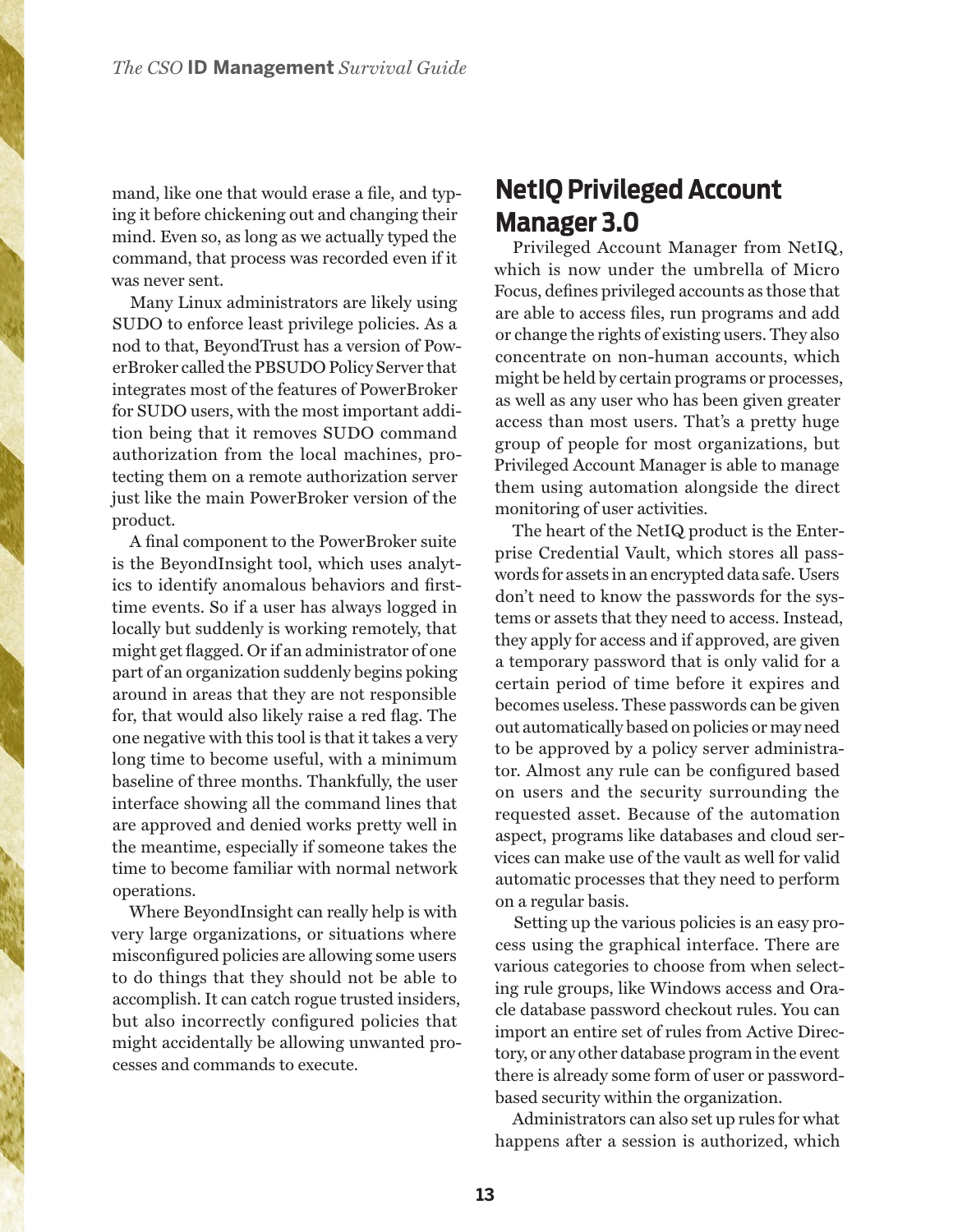mand, like one that would erase a file, and typing it before chickening out and changing their mind. Even so, as long as we actually typed the command, that process was recorded even if it was never sent.

Many Linux administrators are likely using SUDO to enforce least privilege policies. As a nod to that, BeyondTrust has a version of PowerBroker called the PBSUDO Policy Server that integrates most of the features of PowerBroker for SUDO users, with the most important addition being that it removes SUDO command authorization from the local machines, protecting them on a remote authorization server just like the main PowerBroker version of the product.

A final component to the PowerBroker suite is the BeyondInsight tool, which uses analytics to identify anomalous behaviors and first-time events. So if a user has always logged in locally but suddenly is working remotely, that might get flagged. Or if an administrator of one part of an organization suddenly begins poking around in areas that they are not responsible for, that would also likely raise a red flag. The one negative with this tool is that it takes a very long time to become useful, with a minimum baseline of three months. Thankfully, the user interface showing all the command lines that are approved and denied works pretty well in the meantime, especially if someone takes the time to become familiar with normal network operations.

Where BeyondInsight can really help is with very large organizations, or situations where misconfigured policies are allowing some users to do things that they should not be able to accomplish. It can catch rogue trusted insiders, but also incorrectly configured policies that might accidentally be allowing unwanted processes and commands to execute.

## NetIQ Privileged Account Manager 3.0

Privileged Account Manager from NetIQ, which is now under the umbrella of Micro Focus, defines privileged accounts as those that are able to access files, run programs and add or change the rights of existing users. They also concentrate on non-human accounts, which might be held by certain programs or processes, as well as any user who has been given greater access than most users. That's a pretty huge group of people for most organizations, but Privileged Account Manager is able to manage them using automation alongside the direct monitoring of user activities.

The heart of the NetIQ product is the Enterprise Credential Vault, which stores all passwords for assets in an encrypted data safe. Users don't need to know the passwords for the systems or assets that they need to access. Instead, they apply for access and if approved, are given a temporary password that is only valid for a certain period of time before it expires and becomes useless. These passwords can be given out automatically based on policies or may need to be approved by a policy server administrator. Almost any rule can be configured based on users and the security surrounding the requested asset. Because of the automation aspect, programs like databases and cloud services can make use of the vault as well for valid automatic processes that they need to perform on a regular basis.

Setting up the various policies is an easy process using the graphical interface. There are various categories to choose from when selecting rule groups, like Windows access and Oracle database password checkout rules. You can import an entire set of rules from Active Directory, or any other database program in the event there is already some form of user or password-based security within the organization.

Administrators can also set up rules for what happens after a session is authorized, which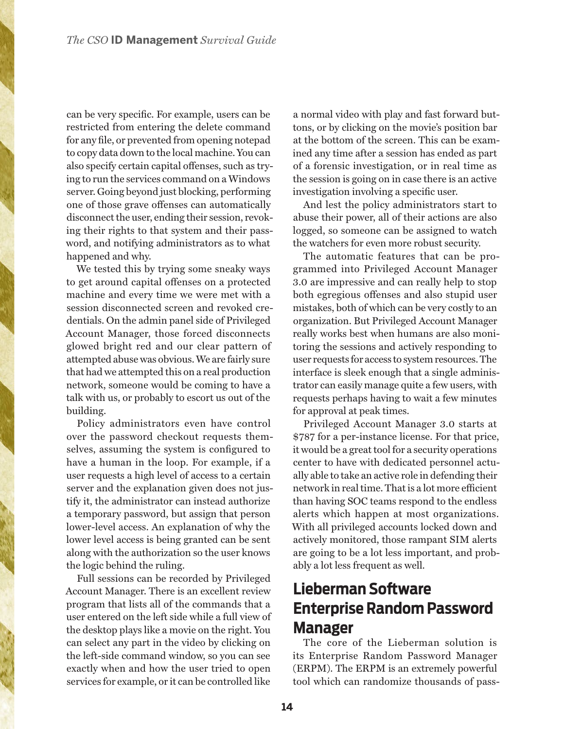can be very specific. For example, users can be restricted from entering the delete command for any file, or prevented from opening notepad to copy data down to the local machine. You can also specify certain capital offenses, such as trying to run the services command on a Windows server. Going beyond just blocking, performing one of those grave offenses can automatically disconnect the user, ending their session, revoking their rights to that system and their password, and notifying administrators as to what happened and why.

We tested this by trying some sneaky ways to get around capital offenses on a protected machine and every time we were met with a session disconnected screen and revoked credentials. On the admin panel side of Privileged Account Manager, those forced disconnects glowed bright red and our clear pattern of attempted abuse was obvious. We are fairly sure that had we attempted this on a real production network, someone would be coming to have a talk with us, or probably to escort us out of the building.

Policy administrators even have control over the password checkout requests themselves, assuming the system is configured to have a human in the loop. For example, if a user requests a high level of access to a certain server and the explanation given does not justify it, the administrator can instead authorize a temporary password, but assign that person lower-level access. An explanation of why the lower level access is being granted can be sent along with the authorization so the user knows the logic behind the ruling.

Full sessions can be recorded by Privileged Account Manager. There is an excellent review program that lists all of the commands that a user entered on the left side while a full view of the desktop plays like a movie on the right. You can select any part in the video by clicking on the left-side command window, so you can see exactly when and how the user tried to open services for example, or it can be controlled like a normal video with play and fast forward buttons, or by clicking on the movie's position bar at the bottom of the screen. This can be examined any time after a session has ended as part of a forensic investigation, or in real time as the session is going on in case there is an active investigation involving a specific user.

And lest the policy administrators start to abuse their power, all of their actions are also logged, so someone can be assigned to watch the watchers for even more robust security.

The automatic features that can be programmed into Privileged Account Manager 3.0 are impressive and can really help to stop both egregious offenses and also stupid user mistakes, both of which can be very costly to an organization. But Privileged Account Manager really works best when humans are also monitoring the sessions and actively responding to user requests for access to system resources. The interface is sleek enough that a single administrator can easily manage quite a few users, with requests perhaps having to wait a few minutes for approval at peak times.

Privileged Account Manager 3.0 starts at $787 for a per-instance license. For that price, it would be a great tool for a security operations center to have with dedicated personnel actually able to take an active role in defending their network in real time. That is a lot more efficient than having SOC teams respond to the endless alerts which happen at most organizations. With all privileged accounts locked down and actively monitored, those rampant SIM alerts are going to be a lot less important, and probably a lot less frequent as well.

## Lieberman Software Enterprise Random Password Manager

The core of the Lieberman solution is its Enterprise Random Password Manager (ERPM). The ERPM is an extremely powerful tool which can randomize thousands of pass-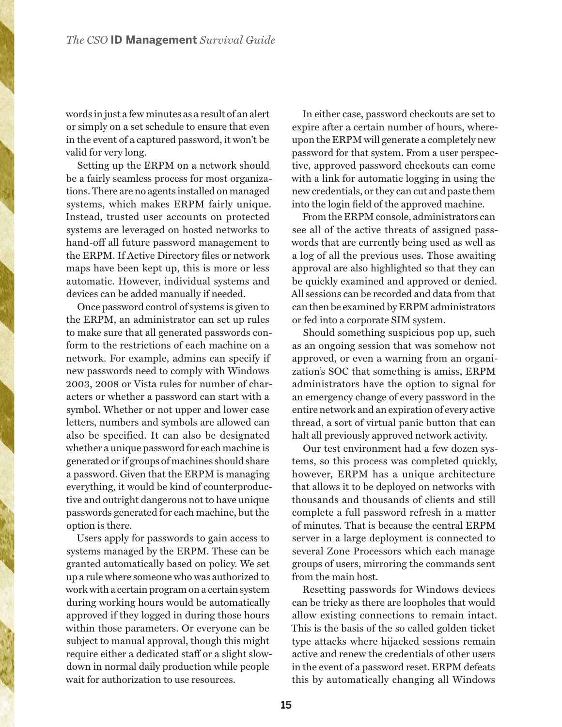words in just a few minutes as a result of an alert or simply on a set schedule to ensure that even in the event of a captured password, it won't be valid for very long.

Setting up the ERPM on a network should be a fairly seamless process for most organizations. There are no agents installed on managed systems, which makes ERPM fairly unique. Instead, trusted user accounts on protected systems are leveraged on hosted networks to hand-off all future password management to the ERPM. If Active Directory files or network maps have been kept up, this is more or less automatic. However, individual systems and devices can be added manually if needed.

Once password control of systems is given to the ERPM, an administrator can set up rules to make sure that all generated passwords conform to the restrictions of each machine on a network. For example, admins can specify if new passwords need to comply with Windows 2003, 2008 or Vista rules for number of characters or whether a password can start with a symbol. Whether or not upper and lower case letters, numbers and symbols are allowed can also be specified. It can also be designated whether a unique password for each machine is generated or if groups of machines should share a password. Given that the ERPM is managing everything, it would be kind of counterproductive and outright dangerous not to have unique passwords generated for each machine, but the option is there.

Users apply for passwords to gain access to systems managed by the ERPM. These can be granted automatically based on policy. We set up a rule where someone who was authorized to work with a certain program on a certain system during working hours would be automatically approved if they logged in during those hours within those parameters. Or everyone can be subject to manual approval, though this might require either a dedicated staff or a slight slowdown in normal daily production while people wait for authorization to use resources.

In either case, password checkouts are set to expire after a certain number of hours, whereupon the ERPM will generate a completely new password for that system. From a user perspective, approved password checkouts can come with a link for automatic logging in using the new credentials, or they can cut and paste them into the login field of the approved machine.

From the ERPM console, administrators can see all of the active threats of assigned passwords that are currently being used as well as a log of all the previous uses. Those awaiting approval are also highlighted so that they can be quickly examined and approved or denied. All sessions can be recorded and data from that can then be examined by ERPM administrators or fed into a corporate SIM system.

Should something suspicious pop up, such as an ongoing session that was somehow not approved, or even a warning from an organization's SOC that something is amiss, ERPM administrators have the option to signal for an emergency change of every password in the entire network and an expiration of every active thread, a sort of virtual panic button that can halt all previously approved network activity.

Our test environment had a few dozen systems, so this process was completed quickly, however, ERPM has a unique architecture that allows it to be deployed on networks with thousands and thousands of clients and still complete a full password refresh in a matter of minutes. That is because the central ERPM server in a large deployment is connected to several Zone Processors which each manage groups of users, mirroring the commands sent from the main host.

Resetting passwords for Windows devices can be tricky as there are loopholes that would allow existing connections to remain intact. This is the basis of the so called golden ticket type attacks where hijacked sessions remain active and renew the credentials of other users in the event of a password reset. ERPM defeats this by automatically changing all Windows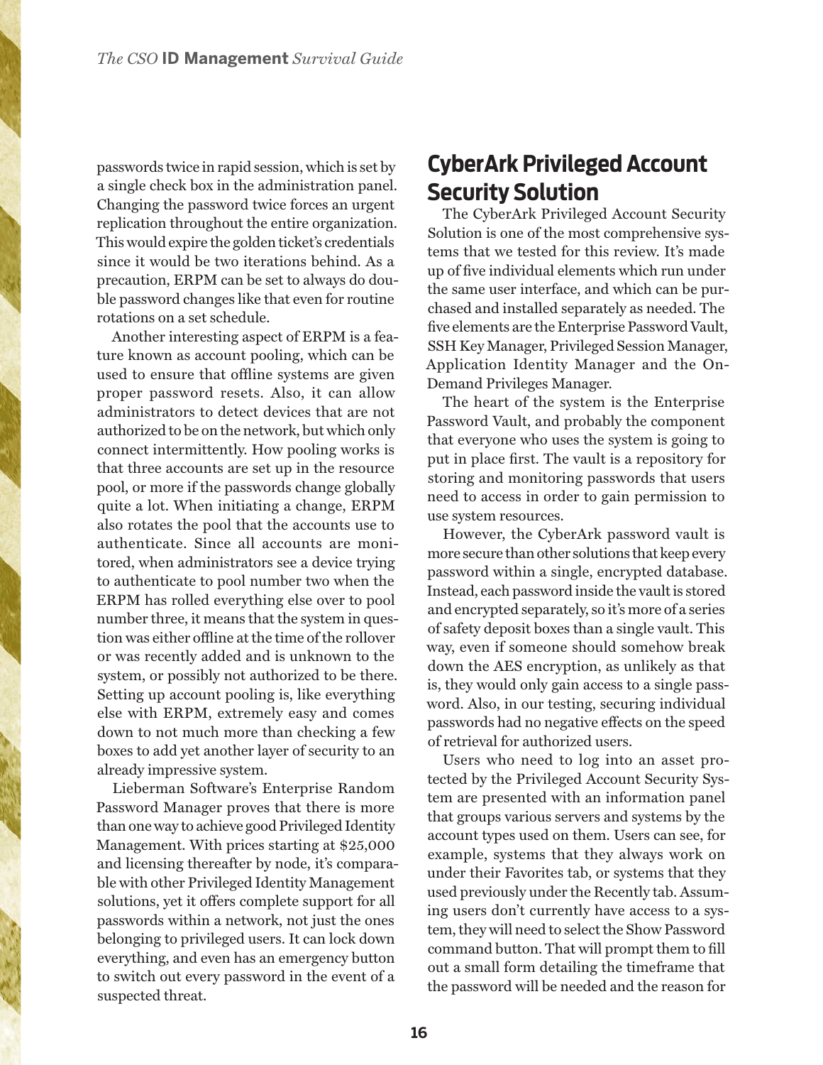passwords twice in rapid session, which is set by a single check box in the administration panel. Changing the password twice forces an urgent replication throughout the entire organization. This would expire the golden ticket's credentials since it would be two iterations behind. As a precaution, ERPM can be set to always do double password changes like that even for routine rotations on a set schedule.

Another interesting aspect of ERPM is a feature known as account pooling, which can be used to ensure that offline systems are given proper password resets. Also, it can allow administrators to detect devices that are not authorized to be on the network, but which only connect intermittently. How pooling works is that three accounts are set up in the resource pool, or more if the passwords change globally quite a lot. When initiating a change, ERPM also rotates the pool that the accounts use to authenticate. Since all accounts are monitored, when administrators see a device trying to authenticate to pool number two when the ERPM has rolled everything else over to pool number three, it means that the system in question was either offline at the time of the rollover or was recently added and is unknown to the system, or possibly not authorized to be there. Setting up account pooling is, like everything else with ERPM, extremely easy and comes down to not much more than checking a few boxes to add yet another layer of security to an already impressive system.

Lieberman Software's Enterprise Random Password Manager proves that there is more than one way to achieve good Privileged Identity Management. With prices starting at $25,000 and licensing thereafter by node, it's comparable with other Privileged Identity Management solutions, yet it offers complete support for all passwords within a network, not just the ones belonging to privileged users. It can lock down everything, and even has an emergency button to switch out every password in the event of a suspected threat.

## CyberArk Privileged Account Security Solution

The CyberArk Privileged Account Security Solution is one of the most comprehensive systems that we tested for this review. It's made up of five individual elements which run under the same user interface, and which can be purchased and installed separately as needed. The five elements are the Enterprise Password Vault, SSH Key Manager, Privileged Session Manager, Application Identity Manager and the On-Demand Privileges Manager.

The heart of the system is the Enterprise Password Vault, and probably the component that everyone who uses the system is going to put in place first. The vault is a repository for storing and monitoring passwords that users need to access in order to gain permission to use system resources.

However, the CyberArk password vault is more secure than other solutions that keep every password within a single, encrypted database. Instead, each password inside the vault is stored and encrypted separately, so it's more of a series of safety deposit boxes than a single vault. This way, even if someone should somehow break down the AES encryption, as unlikely as that is, they would only gain access to a single password. Also, in our testing, securing individual passwords had no negative effects on the speed of retrieval for authorized users.

Users who need to log into an asset protected by the Privileged Account Security System are presented with an information panel that groups various servers and systems by the account types used on them. Users can see, for example, systems that they always work on under their Favorites tab, or systems that they used previously under the Recently tab. Assuming users don't currently have access to a system, they will need to select the Show Password command button. That will prompt them to fill out a small form detailing the timeframe that the password will be needed and the reason for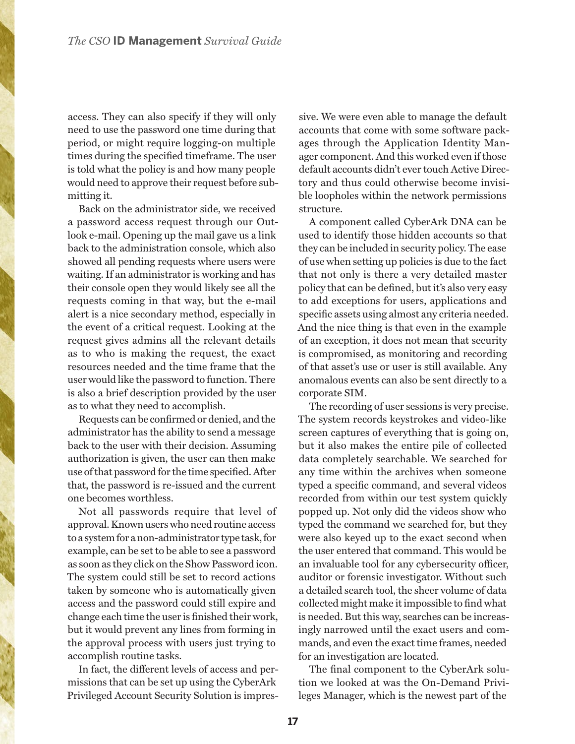access. They can also specify if they will only need to use the password one time during that period, or might require logging-on multiple times during the specified timeframe. The user is told what the policy is and how many people would need to approve their request before submitting it.

Back on the administrator side, we received a password access request through our Outlook e-mail. Opening up the mail gave us a link back to the administration console, which also showed all pending requests where users were waiting. If an administrator is working and has their console open they would likely see all the requests coming in that way, but the e-mail alert is a nice secondary method, especially in the event of a critical request. Looking at the request gives admins all the relevant details as to who is making the request, the exact resources needed and the time frame that the user would like the password to function. There is also a brief description provided by the user as to what they need to accomplish.

Requests can be confirmed or denied, and the administrator has the ability to send a message back to the user with their decision. Assuming authorization is given, the user can then make use of that password for the time specified. After that, the password is re-issued and the current one becomes worthless.

Not all passwords require that level of approval. Known users who need routine access to a system for a non-administrator type task, for example, can be set to be able to see a password as soon as they click on the Show Password icon. The system could still be set to record actions taken by someone who is automatically given access and the password could still expire and change each time the user is finished their work, but it would prevent any lines from forming in the approval process with users just trying to accomplish routine tasks.

In fact, the different levels of access and permissions that can be set up using the CyberArk Privileged Account Security Solution is impressive. We were even able to manage the default accounts that come with some software packages through the Application Identity Manager component. And this worked even if those default accounts didn't ever touch Active Directory and thus could otherwise become invisible loopholes within the network permissions structure.

A component called CyberArk DNA can be used to identify those hidden accounts so that they can be included in security policy. The ease of use when setting up policies is due to the fact that not only is there a very detailed master policy that can be defined, but it's also very easy to add exceptions for users, applications and specific assets using almost any criteria needed. And the nice thing is that even in the example of an exception, it does not mean that security is compromised, as monitoring and recording of that asset's use or user is still available. Any anomalous events can also be sent directly to a corporate SIM.

The recording of user sessions is very precise. The system records keystrokes and video-like screen captures of everything that is going on, but it also makes the entire pile of collected data completely searchable. We searched for any time within the archives when someone typed a specific command, and several videos recorded from within our test system quickly popped up. Not only did the videos show who typed the command we searched for, but they were also keyed up to the exact second when the user entered that command. This would be an invaluable tool for any cybersecurity officer, auditor or forensic investigator. Without such a detailed search tool, the sheer volume of data collected might make it impossible to find what is needed. But this way, searches can be increasingly narrowed until the exact users and commands, and even the exact time frames, needed for an investigation are located.

The final component to the CyberArk solution we looked at was the On-Demand Privileges Manager, which is the newest part of the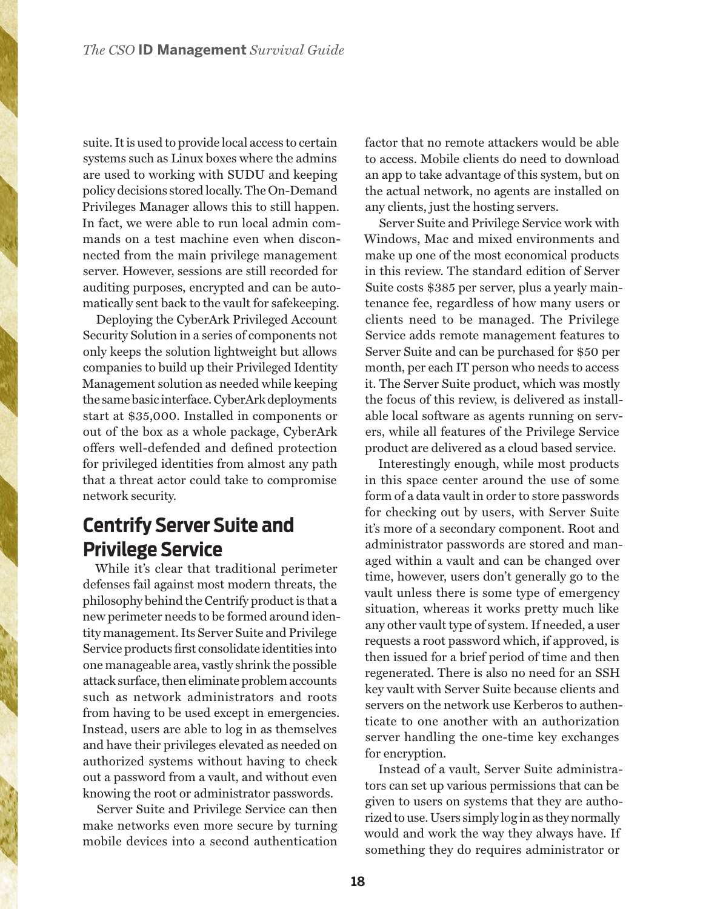suite. It is used to provide local access to certain systems such as Linux boxes where the admins are used to working with SUDU and keeping policy decisions stored locally. The On-Demand Privileges Manager allows this to still happen. In fact, we were able to run local admin commands on a test machine even when disconnected from the main privilege management server. However, sessions are still recorded for auditing purposes, encrypted and can be automatically sent back to the vault for safekeeping.

Deploying the CyberArk Privileged Account Security Solution in a series of components not only keeps the solution lightweight but allows companies to build up their Privileged Identity Management solution as needed while keeping the same basic interface. CyberArk deployments start at $35,000. Installed in components or out of the box as a whole package, CyberArk offers well-defended and defined protection for privileged identities from almost any path that a threat actor could take to compromise network security.

## Centrify Server Suite and Privilege Service

While it's clear that traditional perimeter defenses fail against most modern threats, the philosophy behind the Centrify product is that a new perimeter needs to be formed around identity management. Its Server Suite and Privilege Service products first consolidate identities into one manageable area, vastly shrink the possible attack surface, then eliminate problem accounts such as network administrators and roots from having to be used except in emergencies. Instead, users are able to log in as themselves and have their privileges elevated as needed on authorized systems without having to check out a password from a vault, and without even knowing the root or administrator passwords.

Server Suite and Privilege Service can then make networks even more secure by turning mobile devices into a second authentication factor that no remote attackers would be able to access. Mobile clients do need to download an app to take advantage of this system, but on the actual network, no agents are installed on any clients, just the hosting servers.

Server Suite and Privilege Service work with Windows, Mac and mixed environments and make up one of the most economical products in this review. The standard edition of Server Suite costs $385 per server, plus a yearly maintenance fee, regardless of how many users or clients need to be managed. The Privilege Service adds remote management features to Server Suite and can be purchased for $50 per month, per each IT person who needs to access it. The Server Suite product, which was mostly the focus of this review, is delivered as installable local software as agents running on servers, while all features of the Privilege Service product are delivered as a cloud based service.

Interestingly enough, while most products in this space center around the use of some form of a data vault in order to store passwords for checking out by users, with Server Suite it's more of a secondary component. Root and administrator passwords are stored and managed within a vault and can be changed over time, however, users don't generally go to the vault unless there is some type of emergency situation, whereas it works pretty much like any other vault type of system. If needed, a user requests a root password which, if approved, is then issued for a brief period of time and then regenerated. There is also no need for an SSH key vault with Server Suite because clients and servers on the network use Kerberos to authenticate to one another with an authorization server handling the one-time key exchanges for encryption.

Instead of a vault, Server Suite administrators can set up various permissions that can be given to users on systems that they are authorized to use. Users simply log in as they normally would and work the way they always have. If something they do requires administrator or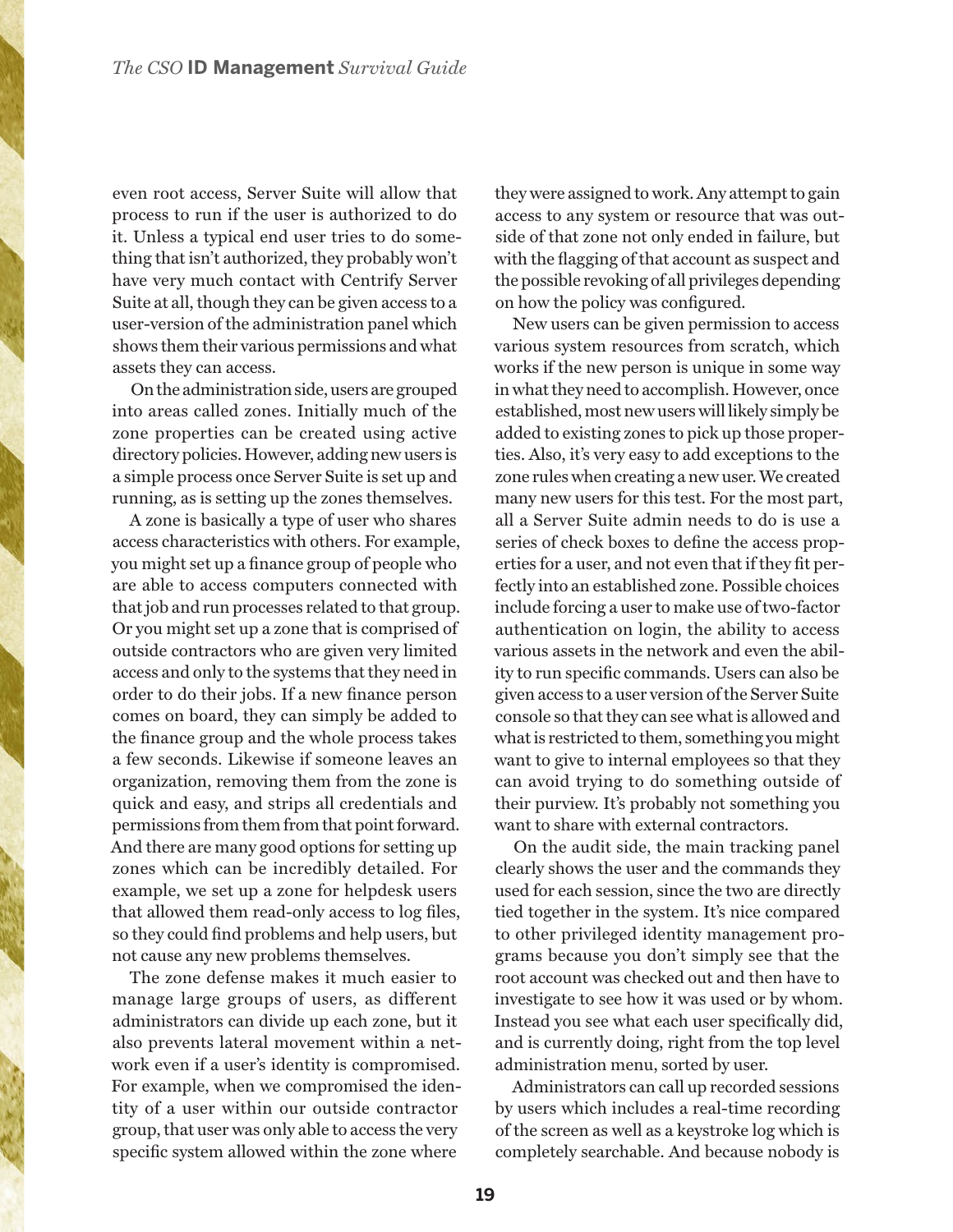even root access, Server Suite will allow that process to run if the user is authorized to do it. Unless a typical end user tries to do something that isn't authorized, they probably won't have very much contact with Centrify Server Suite at all, though they can be given access to a user-version of the administration panel which shows them their various permissions and what assets they can access.

On the administration side, users are grouped into areas called zones. Initially much of the zone properties can be created using active directory policies. However, adding new users is a simple process once Server Suite is set up and running, as is setting up the zones themselves.

A zone is basically a type of user who shares access characteristics with others. For example, you might set up a finance group of people who are able to access computers connected with that job and run processes related to that group. Or you might set up a zone that is comprised of outside contractors who are given very limited access and only to the systems that they need in order to do their jobs. If a new finance person comes on board, they can simply be added to the finance group and the whole process takes a few seconds. Likewise if someone leaves an organization, removing them from the zone is quick and easy, and strips all credentials and permissions from them from that point forward. And there are many good options for setting up zones which can be incredibly detailed. For example, we set up a zone for helpdesk users that allowed them read-only access to log files, so they could find problems and help users, but not cause any new problems themselves.

The zone defense makes it much easier to manage large groups of users, as different administrators can divide up each zone, but it also prevents lateral movement within a network even if a user's identity is compromised. For example, when we compromised the identity of a user within our outside contractor group, that user was only able to access the very specific system allowed within the zone where they were assigned to work. Any attempt to gain access to any system or resource that was outside of that zone not only ended in failure, but with the flagging of that account as suspect and the possible revoking of all privileges depending on how the policy was configured.

New users can be given permission to access various system resources from scratch, which works if the new person is unique in some way in what they need to accomplish. However, once established, most new users will likely simply be added to existing zones to pick up those properties. Also, it's very easy to add exceptions to the zone rules when creating a new user. We created many new users for this test. For the most part, all a Server Suite admin needs to do is use a series of check boxes to define the access properties for a user, and not even that if they fit perfectly into an established zone. Possible choices include forcing a user to make use of two-factor authentication on login, the ability to access various assets in the network and even the ability to run specific commands. Users can also be given access to a user version of the Server Suite console so that they can see what is allowed and what is restricted to them, something you might want to give to internal employees so that they can avoid trying to do something outside of their purview. It's probably not something you want to share with external contractors.

On the audit side, the main tracking panel clearly shows the user and the commands they used for each session, since the two are directly tied together in the system. It's nice compared to other privileged identity management programs because you don't simply see that the root account was checked out and then have to investigate to see how it was used or by whom. Instead you see what each user specifically did, and is currently doing, right from the top level administration menu, sorted by user.

Administrators can call up recorded sessions by users which includes a real-time recording of the screen as well as a keystroke log which is completely searchable. And because nobody is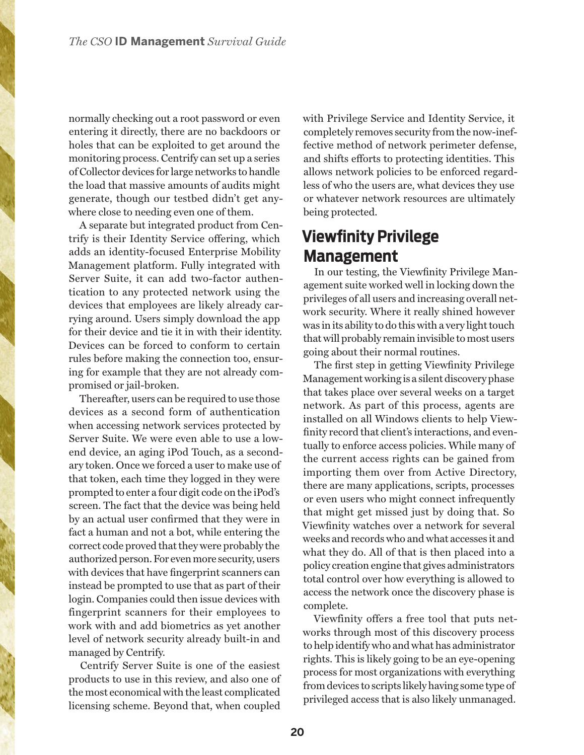normally checking out a root password or even entering it directly, there are no backdoors or holes that can be exploited to get around the monitoring process. Centrify can set up a series of Collector devices for large networks to handle the load that massive amounts of audits might generate, though our testbed didn't get anywhere close to needing even one of them.

A separate but integrated product from Centrify is their Identity Service offering, which adds an identity-focused Enterprise Mobility Management platform. Fully integrated with Server Suite, it can add two-factor authentication to any protected network using the devices that employees are likely already carrying around. Users simply download the app for their device and tie it in with their identity. Devices can be forced to conform to certain rules before making the connection too, ensuring for example that they are not already compromised or jail-broken.

Thereafter, users can be required to use those devices as a second form of authentication when accessing network services protected by Server Suite. We were even able to use a low-end device, an aging iPod Touch, as a secondary token. Once we forced a user to make use of that token, each time they logged in they were prompted to enter a four digit code on the iPod's screen. The fact that the device was being held by an actual user confirmed that they were in fact a human and not a bot, while entering the correct code proved that they were probably the authorized person. For even more security, users with devices that have fingerprint scanners can instead be prompted to use that as part of their login. Companies could then issue devices with fingerprint scanners for their employees to work with and add biometrics as yet another level of network security already built-in and managed by Centrify.

Centrify Server Suite is one of the easiest products to use in this review, and also one of the most economical with the least complicated licensing scheme. Beyond that, when coupled with Privilege Service and Identity Service, it completely removes security from the now-ineffective method of network perimeter defense, and shifts efforts to protecting identities. This allows network policies to be enforced regardless of who the users are, what devices they use or whatever network resources are ultimately being protected.

## Viewfinity Privilege Management

In our testing, the Viewfinity Privilege Management suite worked well in locking down the privileges of all users and increasing overall network security. Where it really shined however was in its ability to do this with a very light touch that will probably remain invisible to most users going about their normal routines.

The first step in getting Viewfinity Privilege Management working is a silent discovery phase that takes place over several weeks on a target network. As part of this process, agents are installed on all Windows clients to help Viewfinity record that client's interactions, and eventually to enforce access policies. While many of the current access rights can be gained from importing them over from Active Directory, there are many applications, scripts, processes or even users who might connect infrequently that might get missed just by doing that. So Viewfinity watches over a network for several weeks and records who and what accesses it and what they do. All of that is then placed into a policy creation engine that gives administrators total control over how everything is allowed to access the network once the discovery phase is complete.

Viewfinity offers a free tool that puts networks through most of this discovery process to help identify who and what has administrator rights. This is likely going to be an eye-opening process for most organizations with everything from devices to scripts likely having some type of privileged access that is also likely unmanaged.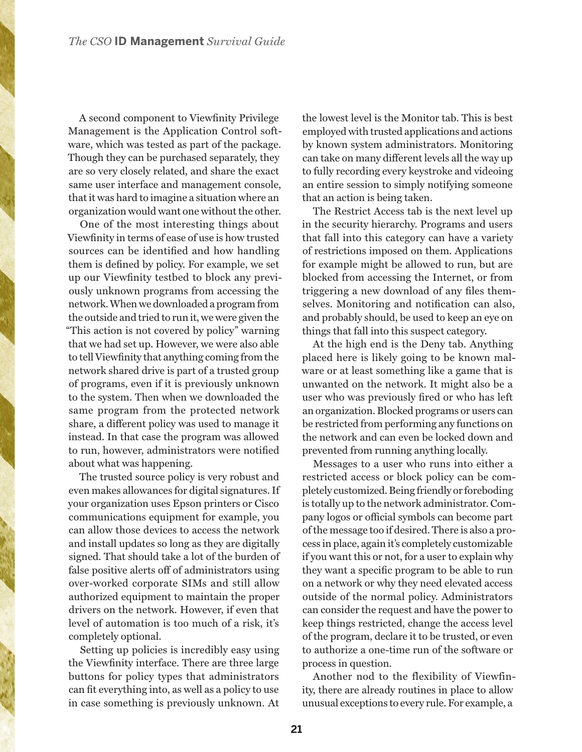A second component to Viewfinity Privilege Management is the Application Control software, which was tested as part of the package. Though they can be purchased separately, they are so very closely related, and share the exact same user interface and management console, that it was hard to imagine a situation where an organization would want one without the other.

One of the most interesting things about Viewfinity in terms of ease of use is how trusted sources can be identified and how handling them is defined by policy. For example, we set up our Viewfinity testbed to block any previously unknown programs from accessing the network. When we downloaded a program from the outside and tried to run it, we were given the "This action is not covered by policy" warning that we had set up. However, we were also able to tell Viewfinity that anything coming from the network shared drive is part of a trusted group of programs, even if it is previously unknown to the system. Then when we downloaded the same program from the protected network share, a different policy was used to manage it instead. In that case the program was allowed to run, however, administrators were notified about what was happening.

The trusted source policy is very robust and even makes allowances for digital signatures. If your organization uses Epson printers or Cisco communications equipment for example, you can allow those devices to access the network and install updates so long as they are digitally signed. That should take a lot of the burden of false positive alerts off of administrators using over-worked corporate SIMs and still allow authorized equipment to maintain the proper drivers on the network. However, if even that level of automation is too much of a risk, it's completely optional.

Setting up policies is incredibly easy using the Viewfinity interface. There are three large buttons for policy types that administrators can fit everything into, as well as a policy to use in case something is previously unknown. At the lowest level is the Monitor tab. This is best employed with trusted applications and actions by known system administrators. Monitoring can take on many different levels all the way up to fully recording every keystroke and videoing an entire session to simply notifying someone that an action is being taken.

The Restrict Access tab is the next level up in the security hierarchy. Programs and users that fall into this category can have a variety of restrictions imposed on them. Applications for example might be allowed to run, but are blocked from accessing the Internet, or from triggering a new download of any files themselves. Monitoring and notification can also, and probably should, be used to keep an eye on things that fall into this suspect category.

At the high end is the Deny tab. Anything placed here is likely going to be known malware or at least something like a game that is unwanted on the network. It might also be a user who was previously fired or who has left an organization. Blocked programs or users can be restricted from performing any functions on the network and can even be locked down and prevented from running anything locally.

Messages to a user who runs into either a restricted access or block policy can be completely customized. Being friendly or foreboding is totally up to the network administrator. Company logos or official symbols can become part of the message too if desired. There is also a process in place, again it's completely customizable if you want this or not, for a user to explain why they want a specific program to be able to run on a network or why they need elevated access outside of the normal policy. Administrators can consider the request and have the power to keep things restricted, change the access level of the program, declare it to be trusted, or even to authorize a one-time run of the software or process in question.

Another nod to the flexibility of Viewfinity, there are already routines in place to allow unusual exceptions to every rule. For example, a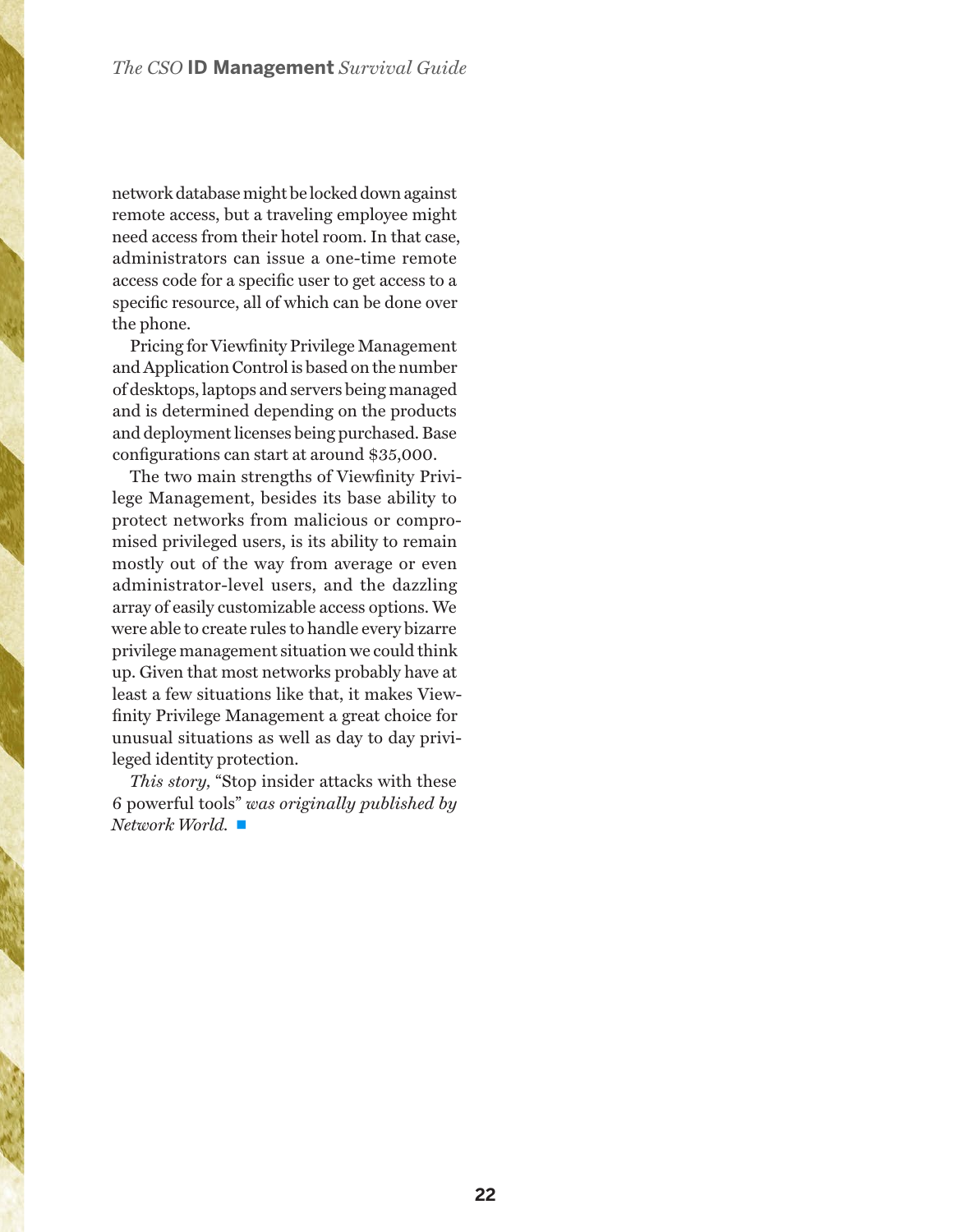network database might be locked down against remote access, but a traveling employee might need access from their hotel room. In that case, administrators can issue a one-time remote access code for a specific user to get access to a specific resource, all of which can be done over the phone.

Pricing for Viewfinity Privilege Management and Application Control is based on the number of desktops, laptops and servers being managed and is determined depending on the products and deployment licenses being purchased. Base configurations can start at around $35,000.

The two main strengths of Viewfinity Privilege Management, besides its base ability to protect networks from malicious or compromised privileged users, is its ability to remain mostly out of the way from average or even administrator-level users, and the dazzling array of easily customizable access options. We were able to create rules to handle every bizarre privilege management situation we could think up. Given that most networks probably have at least a few situations like that, it makes Viewfinity Privilege Management a great choice for unusual situations as well as day to day privileged identity protection.

*This story,* "Stop insider attacks with these 6 powerful tools" *was originally published by Network World.* ■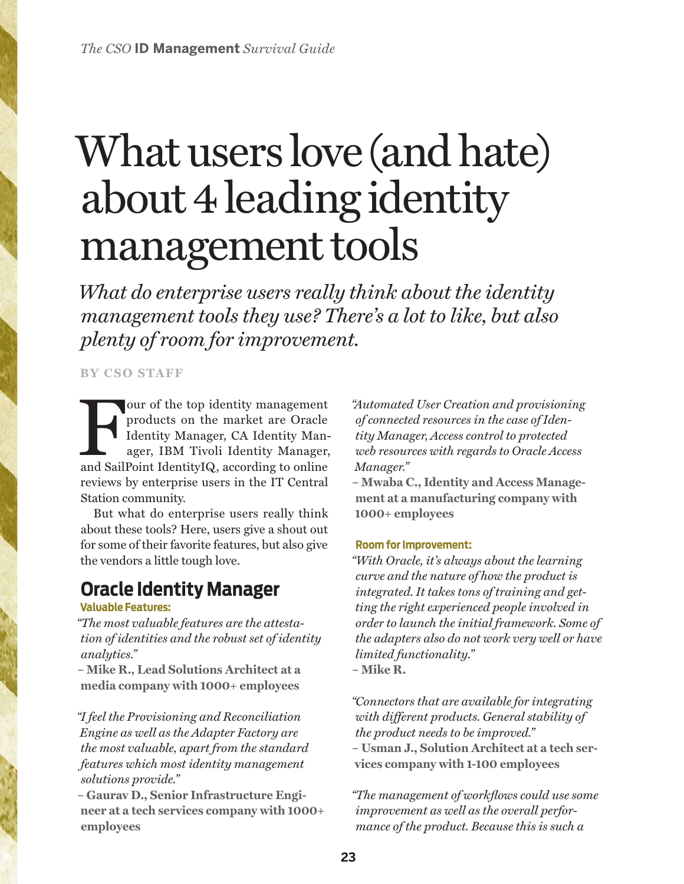# What users love (and hate) about 4 leading identity management tools

*What do enterprise users really think about the identity management tools they use? There's a lot to like, but also plenty of room for improvement.*

**BY CSO STAFF**

Four of the top identity management products on the market are Oracle Identity Manager, CA Identity Manager, IBM Tivoli Identity Manager, and SailPoint IdentityIQ, according to online reviews by enterprise users in the IT Central Station community.

But what do enterprise users really think about these tools? Here, users give a shout out for some of their favorite features, but also give the vendors a little tough love.

## Oracle Identity Manager

### Valuable Features:

*"The most valuable features are the attestation of identities and the robust set of identity analytics."*

– **Mike R., Lead Solutions Architect at a media company with 1000+ employees**

*"I feel the Provisioning and Reconciliation Engine as well as the Adapter Factory are the most valuable, apart from the standard features which most identity management solutions provide."*

– **Gaurav D., Senior Infrastructure Engineer at a tech services company with 1000+ employees**

*"Automated User Creation and provisioning of connected resources in the case of Identity Manager, Access control to protected web resources with regards to Oracle Access Manager."*

– **Mwaba C., Identity and Access Management at a manufacturing company with 1000+ employees**

### Room for Improvement:

*"With Oracle, it's always about the learning curve and the nature of how the product is integrated. It takes tons of training and getting the right experienced people involved in order to launch the initial framework. Some of the adapters also do not work very well or have limited functionality."*

– **Mike R.**

*"Connectors that are available for integrating with different products. General stability of the product needs to be improved."*

– **Usman J., Solution Architect at a tech services company with 1-100 employees**

*"The management of workflows could use some improvement as well as the overall performance of the product. Because this is such a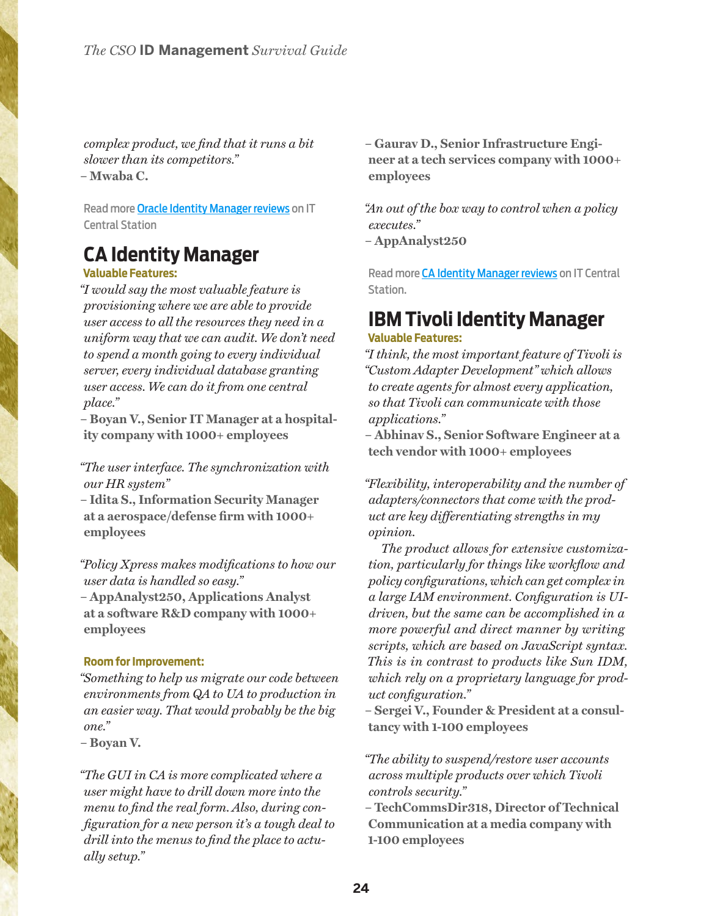*complex product, we find that it runs a bit slower than its competitors."*
– **Mwaba C.**

Read more [Oracle Identity Manager reviews]() on IT Central Station

## CA Identity Manager

**Valuable Features:**

*"I would say the most valuable feature is provisioning where we are able to provide user access to all the resources they need in a uniform way that we can audit. We don't need to spend a month going to every individual server, every individual database granting user access. We can do it from one central place."*
– **Boyan V., Senior IT Manager at a hospitality company with 1000+ employees**

*"The user interface. The synchronization with our HR system"*
– **Idita S., Information Security Manager at a aerospace/defense firm with 1000+ employees**

*"Policy Xpress makes modifications to how our user data is handled so easy."*
– **AppAnalyst250, Applications Analyst at a software R&D company with 1000+ employees**

**Room for Improvement:**

*"Something to help us migrate our code between environments from QA to UA to production in an easier way. That would probably be the big one."*
– **Boyan V.**

*"The GUI in CA is more complicated where a user might have to drill down more into the menu to find the real form. Also, during configuration for a new person it's a tough deal to drill into the menus to find the place to actually setup."*
– **Gaurav D., Senior Infrastructure Engineer at a tech services company with 1000+ employees**

*"An out of the box way to control when a policy executes."*
– **AppAnalyst250**

Read more [CA Identity Manager reviews]() on IT Central Station.

## IBM Tivoli Identity Manager

**Valuable Features:**

*"I think, the most important feature of Tivoli is "Custom Adapter Development" which allows to create agents for almost every application, so that Tivoli can communicate with those applications."*
– **Abhinav S., Senior Software Engineer at a tech vendor with 1000+ employees**

*"Flexibility, interoperability and the number of adapters/connectors that come with the product are key differentiating strengths in my opinion.*

*The product allows for extensive customization, particularly for things like workflow and policy configurations, which can get complex in a large IAM environment. Configuration is UI-driven, but the same can be accomplished in a more powerful and direct manner by writing scripts, which are based on JavaScript syntax. This is in contrast to products like Sun IDM, which rely on a proprietary language for product configuration."*
– **Sergei V., Founder & President at a consultancy with 1-100 employees**

*"The ability to suspend/restore user accounts across multiple products over which Tivoli controls security."*
– **TechCommsDir318, Director of Technical Communication at a media company with 1-100 employees**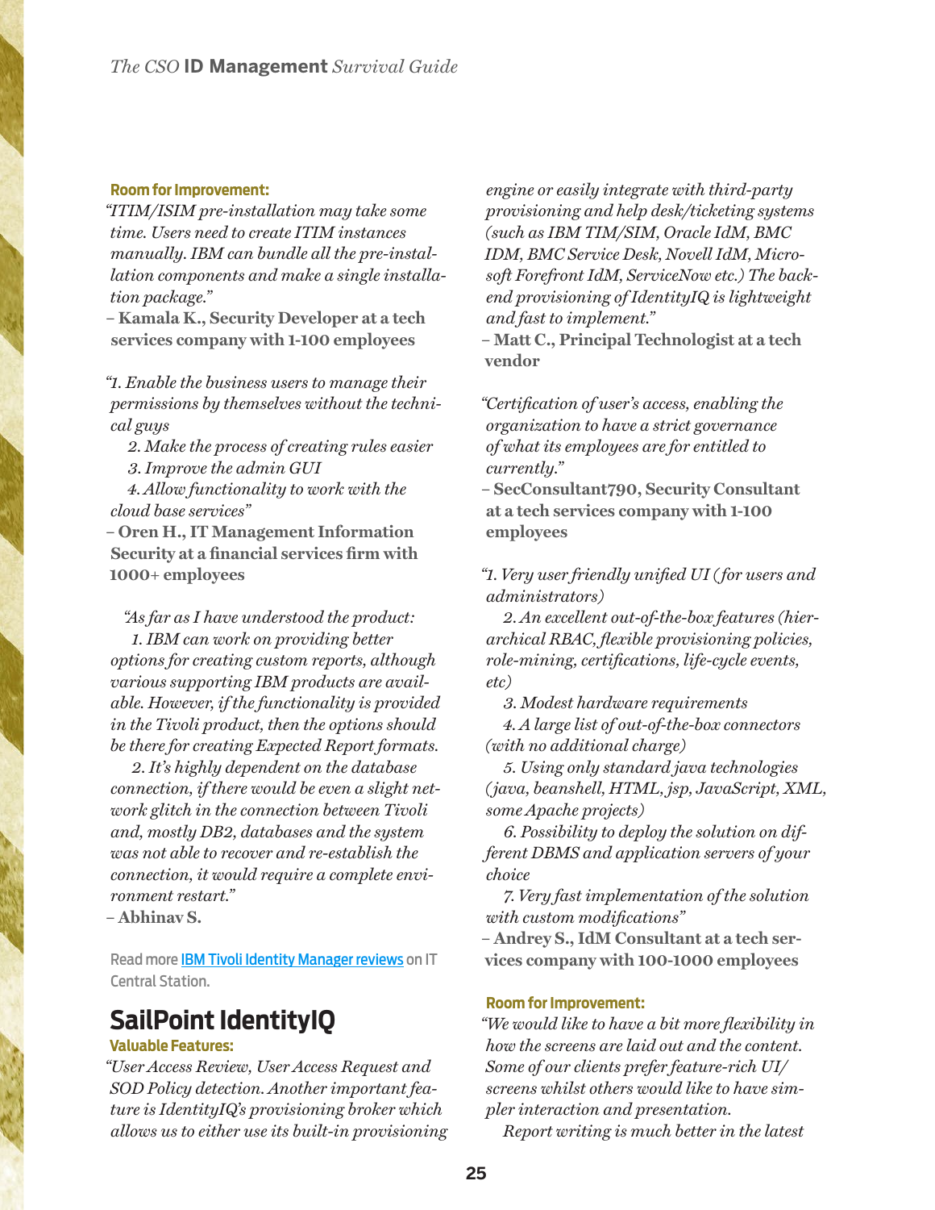**Room for Improvement:**

*"ITIM/ISIM pre-installation may take some time. Users need to create ITIM instances manually. IBM can bundle all the pre-installation components and make a single installation package."*

– **Kamala K., Security Developer at a tech services company with 1-100 employees**

*"1. Enable the business users to manage their permissions by themselves without the technical guys*

*2. Make the process of creating rules easier*

*3. Improve the admin GUI*

*4. Allow functionality to work with the cloud base services"*

– **Oren H., IT Management Information Security at a financial services firm with 1000+ employees**

*"As far as I have understood the product:*

*1. IBM can work on providing better options for creating custom reports, although various supporting IBM products are available. However, if the functionality is provided in the Tivoli product, then the options should be there for creating Expected Report formats.*

*2. It's highly dependent on the database connection, if there would be even a slight network glitch in the connection between Tivoli and, mostly DB2, databases and the system was not able to recover and re-establish the connection, it would require a complete environment restart."*

– **Abhinav S.**

Read more IBM Tivoli Identity Manager reviews on IT Central Station.

## SailPoint IdentityIQ

**Valuable Features:**

*"User Access Review, User Access Request and SOD Policy detection. Another important feature is IdentityIQ's provisioning broker which allows us to either use its built-in provisioning engine or easily integrate with third-party provisioning and help desk/ticketing systems (such as IBM TIM/SIM, Oracle IdM, BMC IDM, BMC Service Desk, Novell IdM, Microsoft Forefront IdM, ServiceNow etc.) The back-end provisioning of IdentityIQ is lightweight and fast to implement."*

– **Matt C., Principal Technologist at a tech vendor**

*"Certification of user's access, enabling the organization to have a strict governance of what its employees are for entitled to currently."*

– **SecConsultant790, Security Consultant at a tech services company with 1-100 employees**

*"1. Very user friendly unified UI (for users and administrators)*

*2. An excellent out-of-the-box features (hierarchical RBAC, flexible provisioning policies, role-mining, certifications, life-cycle events, etc)*

*3. Modest hardware requirements*

*4. A large list of out-of-the-box connectors (with no additional charge)*

*5. Using only standard java technologies (java, beanshell, HTML, jsp, JavaScript, XML, some Apache projects)*

*6. Possibility to deploy the solution on different DBMS and application servers of your choice*

*7. Very fast implementation of the solution with custom modifications"*

– **Andrey S., IdM Consultant at a tech services company with 100-1000 employees**

**Room for Improvement:**

*"We would like to have a bit more flexibility in how the screens are laid out and the content. Some of our clients prefer feature-rich UI/screens whilst others would like to have simpler interaction and presentation.*

*Report writing is much better in the latest*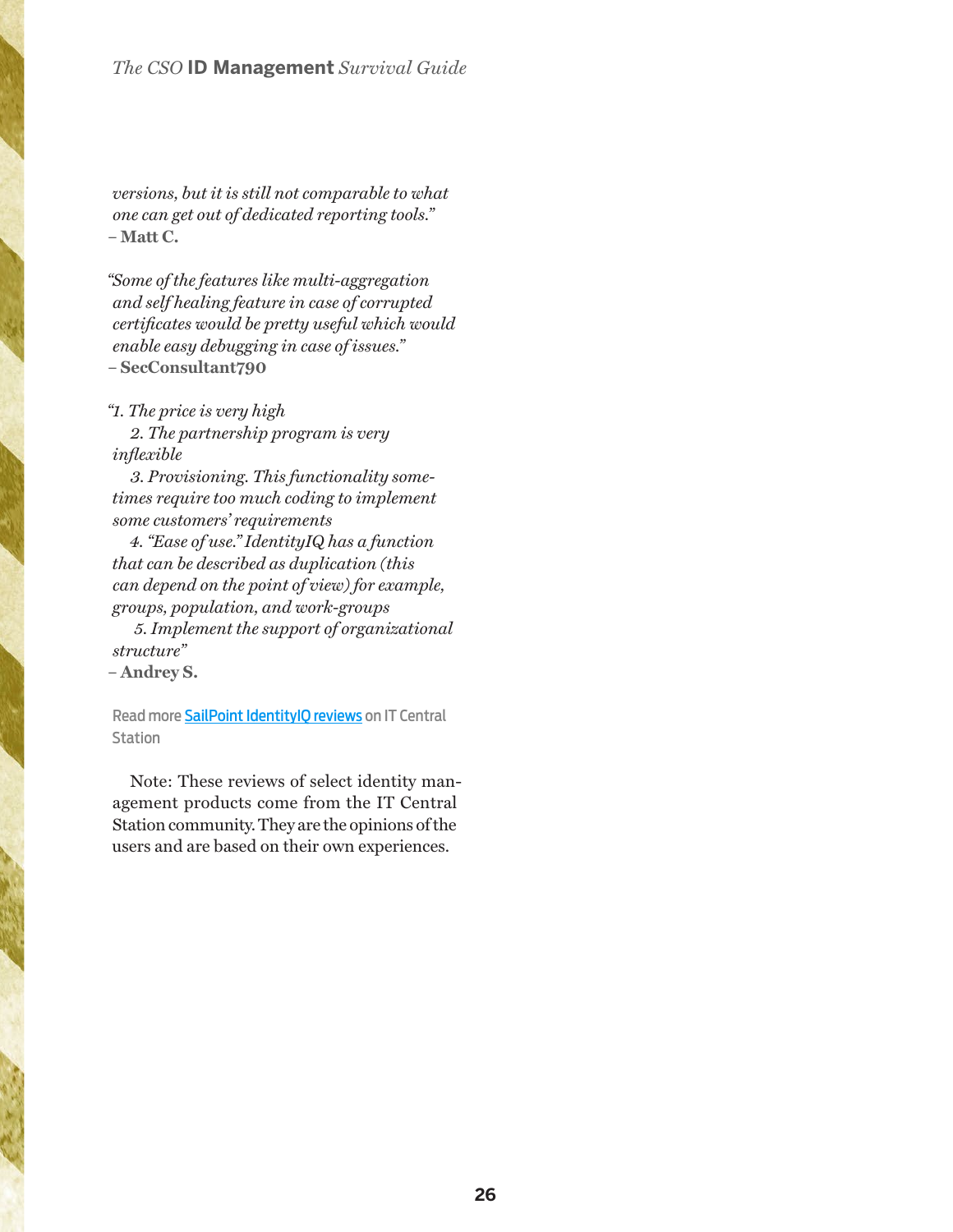*versions, but it is still not comparable to what one can get out of dedicated reporting tools."*
– **Matt C.**

*"Some of the features like multi-aggregation and self healing feature in case of corrupted certificates would be pretty useful which would enable easy debugging in case of issues."*
– **SecConsultant790**

*"1. The price is very high*
*2. The partnership program is very inflexible*
*3. Provisioning. This functionality sometimes require too much coding to implement some customers' requirements*
*4. "Ease of use." IdentityIQ has a function that can be described as duplication (this can depend on the point of view) for example, groups, population, and work-groups*
*5. Implement the support of organizational structure"*
– **Andrey S.**

Read more SailPoint IdentityIQ reviews on IT Central Station

Note: These reviews of select identity management products come from the IT Central Station community. They are the opinions of the users and are based on their own experiences.